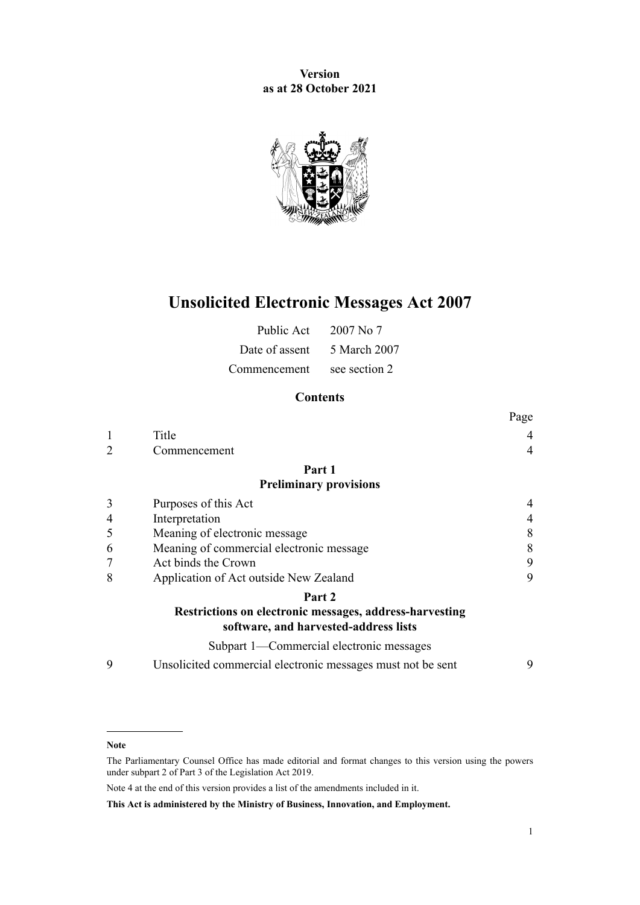**Version**
**as at 28 October 2021**

# Unsolicited Electronic Messages Act 2007

| | |
|---|---|
| Public Act | 2007 No 7 |
| Date of assent | 5 March 2007 |
| Commencement | see section 2 |

## Contents

| | | Page |
|---|---|---|
| 1 | Title | 4 |
| 2 | Commencement | 4 |
| | **Part 1** | |
| | **Preliminary provisions** | |
| 3 | Purposes of this Act | 4 |
| 4 | Interpretation | 4 |
| 5 | Meaning of electronic message | 8 |
| 6 | Meaning of commercial electronic message | 8 |
| 7 | Act binds the Crown | 9 |
| 8 | Application of Act outside New Zealand | 9 |
| | **Part 2** | |
| | **Restrictions on electronic messages, address-harvesting software, and harvested-address lists** | |
| | Subpart 1—Commercial electronic messages | |
| 9 | Unsolicited commercial electronic messages must not be sent | 9 |

**Note**

The Parliamentary Counsel Office has made editorial and format changes to this version using the powers under subpart 2 of Part 3 of the Legislation Act 2019.

Note 4 at the end of this version provides a list of the amendments included in it.

**This Act is administered by the Ministry of Business, Innovation, and Employment.**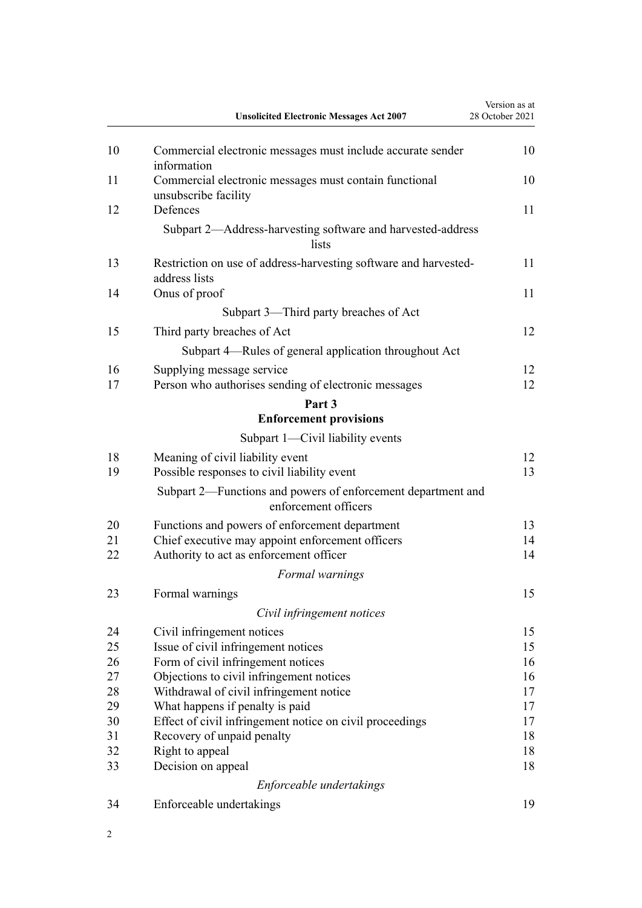| | | |
|---|---|---|
| 10 | Commercial electronic messages must include accurate sender information | 10 |
| 11 | Commercial electronic messages must contain functional unsubscribe facility | 10 |
| 12 | Defences | 11 |
| | Subpart 2—Address-harvesting software and harvested-address lists | |
| 13 | Restriction on use of address-harvesting software and harvested-address lists | 11 |
| 14 | Onus of proof | 11 |
| | Subpart 3—Third party breaches of Act | |
| 15 | Third party breaches of Act | 12 |
| | Subpart 4—Rules of general application throughout Act | |
| 16 | Supplying message service | 12 |
| 17 | Person who authorises sending of electronic messages | 12 |
| | **Part 3** **Enforcement provisions** | |
| | Subpart 1—Civil liability events | |
| 18 | Meaning of civil liability event | 12 |
| 19 | Possible responses to civil liability event | 13 |
| | Subpart 2—Functions and powers of enforcement department and enforcement officers | |
| 20 | Functions and powers of enforcement department | 13 |
| 21 | Chief executive may appoint enforcement officers | 14 |
| 22 | Authority to act as enforcement officer | 14 |
| | *Formal warnings* | |
| 23 | Formal warnings | 15 |
| | *Civil infringement notices* | |
| 24 | Civil infringement notices | 15 |
| 25 | Issue of civil infringement notices | 15 |
| 26 | Form of civil infringement notices | 16 |
| 27 | Objections to civil infringement notices | 16 |
| 28 | Withdrawal of civil infringement notice | 17 |
| 29 | What happens if penalty is paid | 17 |
| 30 | Effect of civil infringement notice on civil proceedings | 17 |
| 31 | Recovery of unpaid penalty | 18 |
| 32 | Right to appeal | 18 |
| 33 | Decision on appeal | 18 |
| | *Enforceable undertakings* | |
| 34 | Enforceable undertakings | 19 |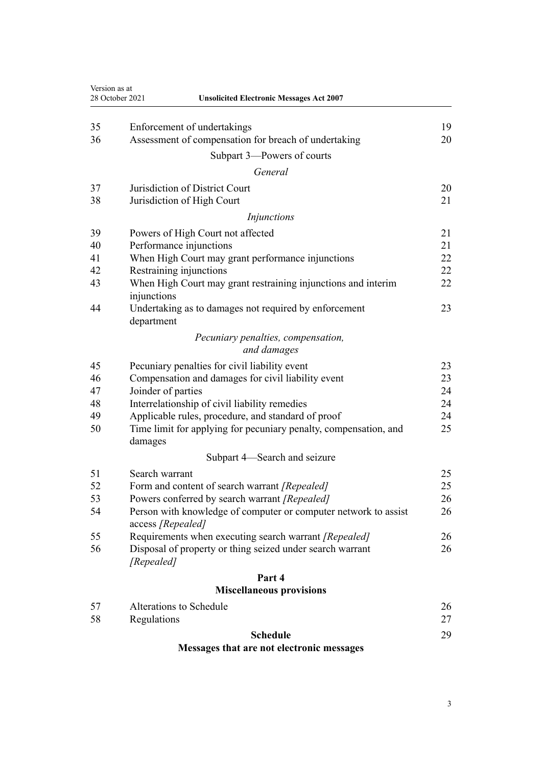| | | |
|---|---|---|
| 35 | Enforcement of undertakings | 19 |
| 36 | Assessment of compensation for breach of undertaking | 20 |
| | Subpart 3—Powers of courts | |
| | *General* | |
| 37 | Jurisdiction of District Court | 20 |
| 38 | Jurisdiction of High Court | 21 |
| | *Injunctions* | |
| 39 | Powers of High Court not affected | 21 |
| 40 | Performance injunctions | 21 |
| 41 | When High Court may grant performance injunctions | 22 |
| 42 | Restraining injunctions | 22 |
| 43 | When High Court may grant restraining injunctions and interim injunctions | 22 |
| 44 | Undertaking as to damages not required by enforcement department | 23 |
| | *Pecuniary penalties, compensation, and damages* | |
| 45 | Pecuniary penalties for civil liability event | 23 |
| 46 | Compensation and damages for civil liability event | 23 |
| 47 | Joinder of parties | 24 |
| 48 | Interrelationship of civil liability remedies | 24 |
| 49 | Applicable rules, procedure, and standard of proof | 24 |
| 50 | Time limit for applying for pecuniary penalty, compensation, and damages | 25 |
| | Subpart 4—Search and seizure | |
| 51 | Search warrant | 25 |
| 52 | Form and content of search warrant *[Repealed]* | 25 |
| 53 | Powers conferred by search warrant *[Repealed]* | 26 |
| 54 | Person with knowledge of computer or computer network to assist access *[Repealed]* | 26 |
| 55 | Requirements when executing search warrant *[Repealed]* | 26 |
| 56 | Disposal of property or thing seized under search warrant *[Repealed]* | 26 |
| | **Part 4** **Miscellaneous provisions** | |
| 57 | Alterations to Schedule | 26 |
| 58 | Regulations | 27 |
| | **Schedule** **Messages that are not electronic messages** | 29 |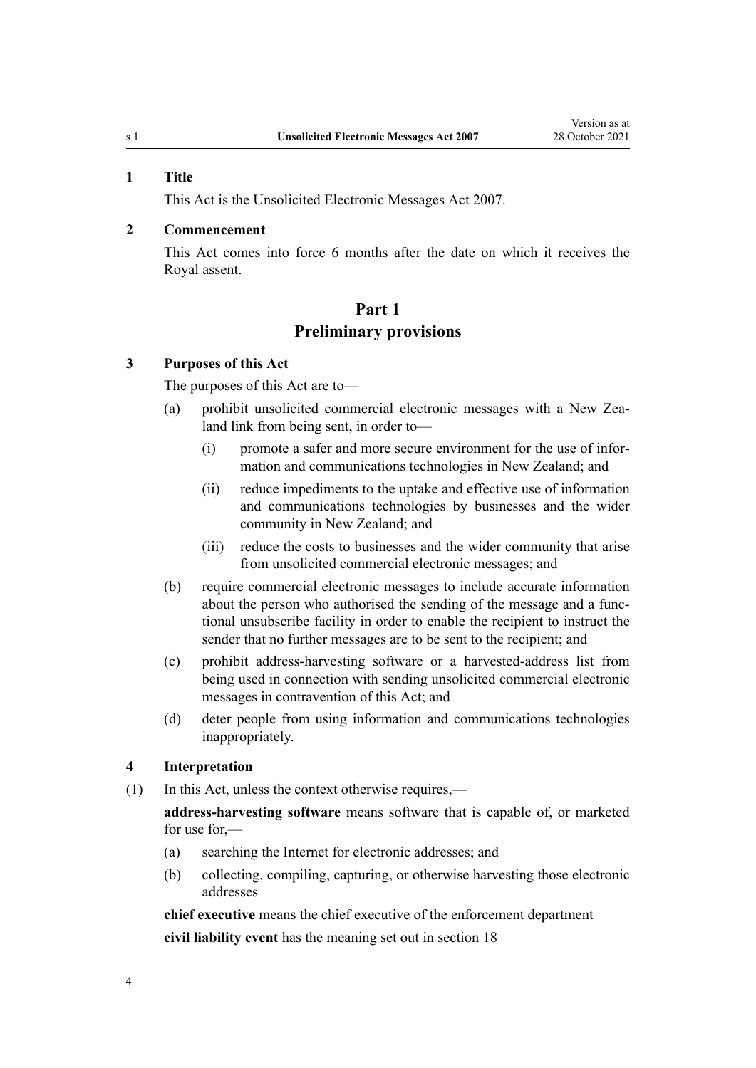**1 Title**

This Act is the Unsolicited Electronic Messages Act 2007.

**2 Commencement**

This Act comes into force 6 months after the date on which it receives the Royal assent.

## Part 1
## Preliminary provisions

**3 Purposes of this Act**

The purposes of this Act are to—

(a) prohibit unsolicited commercial electronic messages with a New Zealand link from being sent, in order to—

  (i) promote a safer and more secure environment for the use of information and communications technologies in New Zealand; and

  (ii) reduce impediments to the uptake and effective use of information and communications technologies by businesses and the wider community in New Zealand; and

  (iii) reduce the costs to businesses and the wider community that arise from unsolicited commercial electronic messages; and

(b) require commercial electronic messages to include accurate information about the person who authorised the sending of the message and a functional unsubscribe facility in order to enable the recipient to instruct the sender that no further messages are to be sent to the recipient; and

(c) prohibit address-harvesting software or a harvested-address list from being used in connection with sending unsolicited commercial electronic messages in contravention of this Act; and

(d) deter people from using information and communications technologies inappropriately.

**4 Interpretation**

(1) In this Act, unless the context otherwise requires,—

**address-harvesting software** means software that is capable of, or marketed for use for,—

(a) searching the Internet for electronic addresses; and

(b) collecting, compiling, capturing, or otherwise harvesting those electronic addresses

**chief executive** means the chief executive of the enforcement department

**civil liability event** has the meaning set out in section 18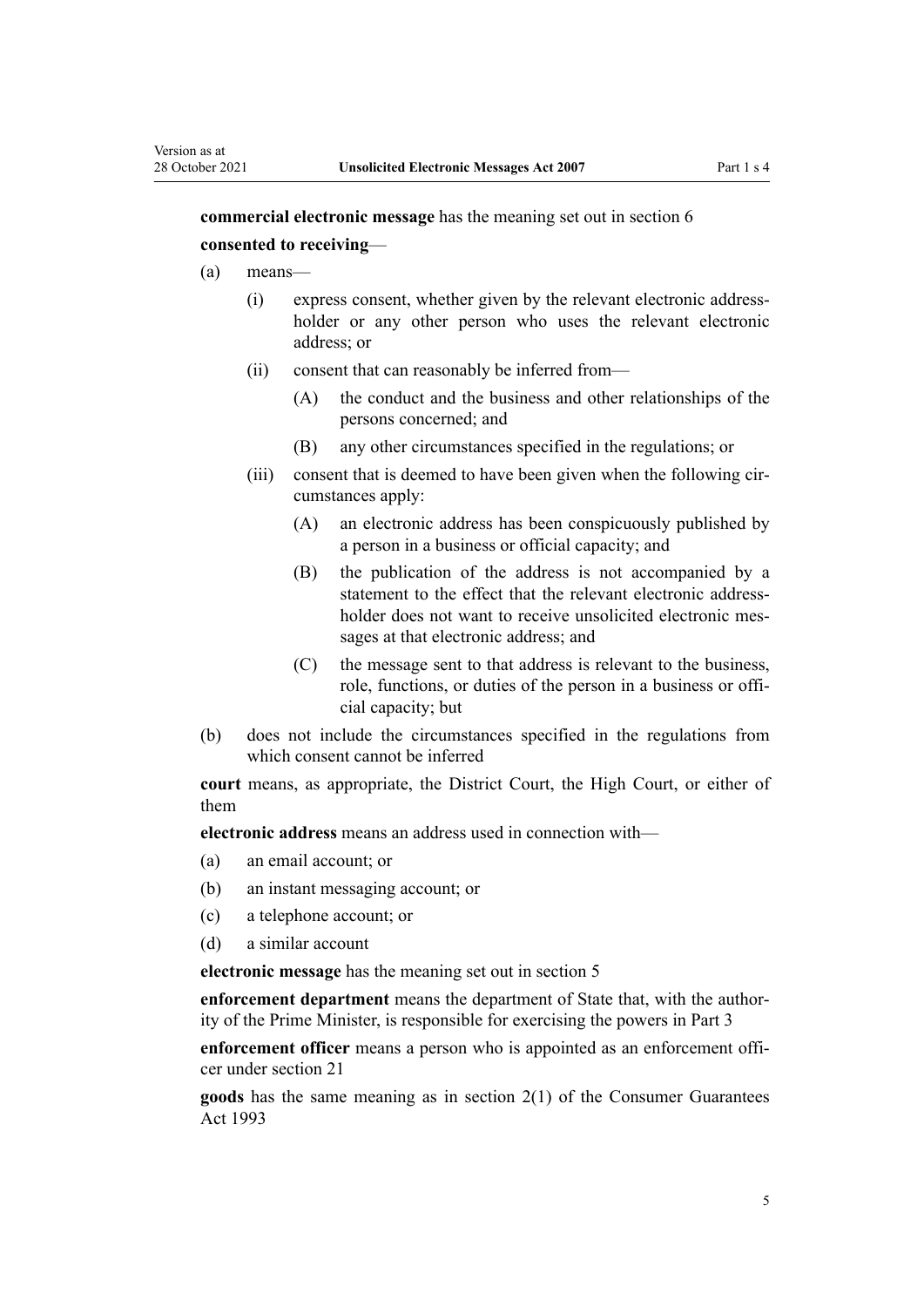**commercial electronic message** has the meaning set out in section 6

**consented to receiving**—

(a) means—

  (i) express consent, whether given by the relevant electronic address-holder or any other person who uses the relevant electronic address; or

  (ii) consent that can reasonably be inferred from—

    (A) the conduct and the business and other relationships of the persons concerned; and

    (B) any other circumstances specified in the regulations; or

  (iii) consent that is deemed to have been given when the following circumstances apply:

    (A) an electronic address has been conspicuously published by a person in a business or official capacity; and

    (B) the publication of the address is not accompanied by a statement to the effect that the relevant electronic address-holder does not want to receive unsolicited electronic messages at that electronic address; and

    (C) the message sent to that address is relevant to the business, role, functions, or duties of the person in a business or official capacity; but

(b) does not include the circumstances specified in the regulations from which consent cannot be inferred

**court** means, as appropriate, the District Court, the High Court, or either of them

**electronic address** means an address used in connection with—

(a) an email account; or

(b) an instant messaging account; or

(c) a telephone account; or

(d) a similar account

**electronic message** has the meaning set out in section 5

**enforcement department** means the department of State that, with the authority of the Prime Minister, is responsible for exercising the powers in Part 3

**enforcement officer** means a person who is appointed as an enforcement officer under section 21

**goods** has the same meaning as in section 2(1) of the Consumer Guarantees Act 1993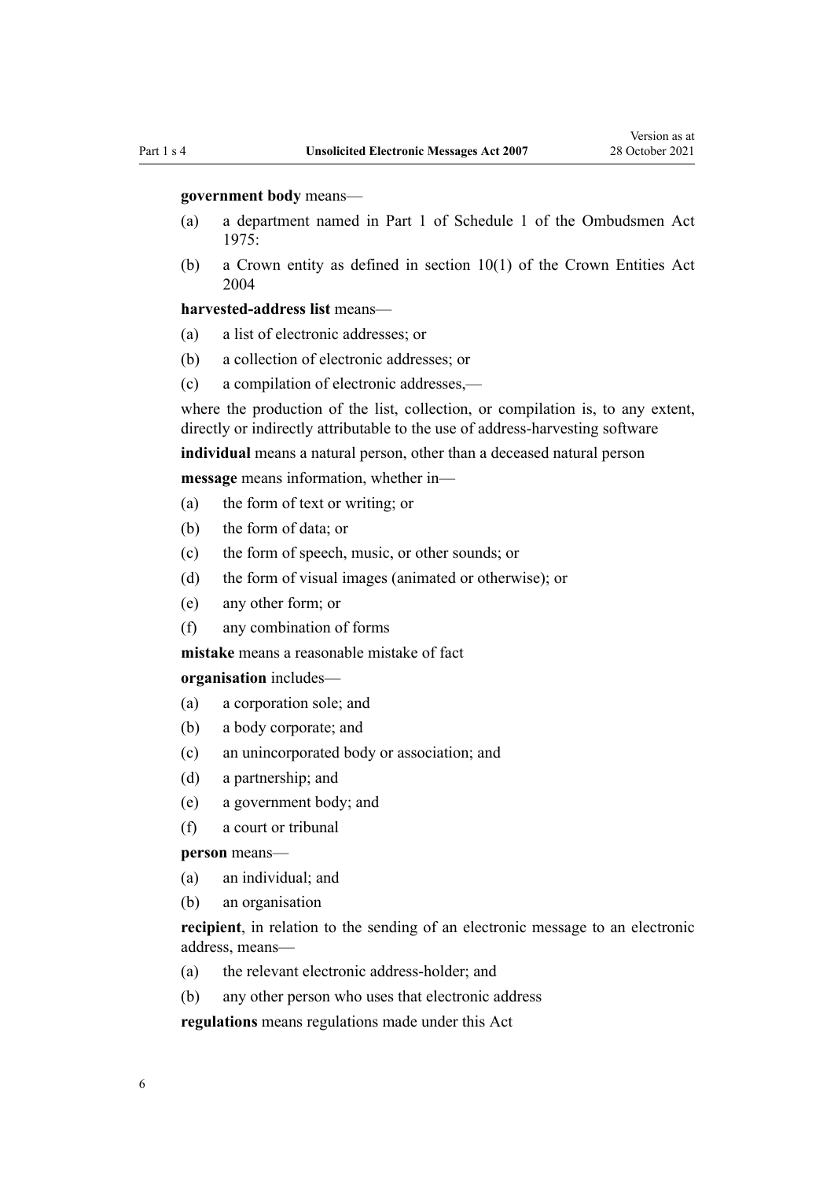**government body** means—

(a) a department named in Part 1 of Schedule 1 of the Ombudsmen Act 1975:

(b) a Crown entity as defined in section 10(1) of the Crown Entities Act 2004

**harvested-address list** means—

(a) a list of electronic addresses; or

(b) a collection of electronic addresses; or

(c) a compilation of electronic addresses,—

where the production of the list, collection, or compilation is, to any extent, directly or indirectly attributable to the use of address-harvesting software

**individual** means a natural person, other than a deceased natural person

**message** means information, whether in—

(a) the form of text or writing; or

(b) the form of data; or

(c) the form of speech, music, or other sounds; or

(d) the form of visual images (animated or otherwise); or

(e) any other form; or

(f) any combination of forms

**mistake** means a reasonable mistake of fact

**organisation** includes—

(a) a corporation sole; and

(b) a body corporate; and

(c) an unincorporated body or association; and

(d) a partnership; and

(e) a government body; and

(f) a court or tribunal

**person** means—

(a) an individual; and

(b) an organisation

**recipient**, in relation to the sending of an electronic message to an electronic address, means—

(a) the relevant electronic address-holder; and

(b) any other person who uses that electronic address

**regulations** means regulations made under this Act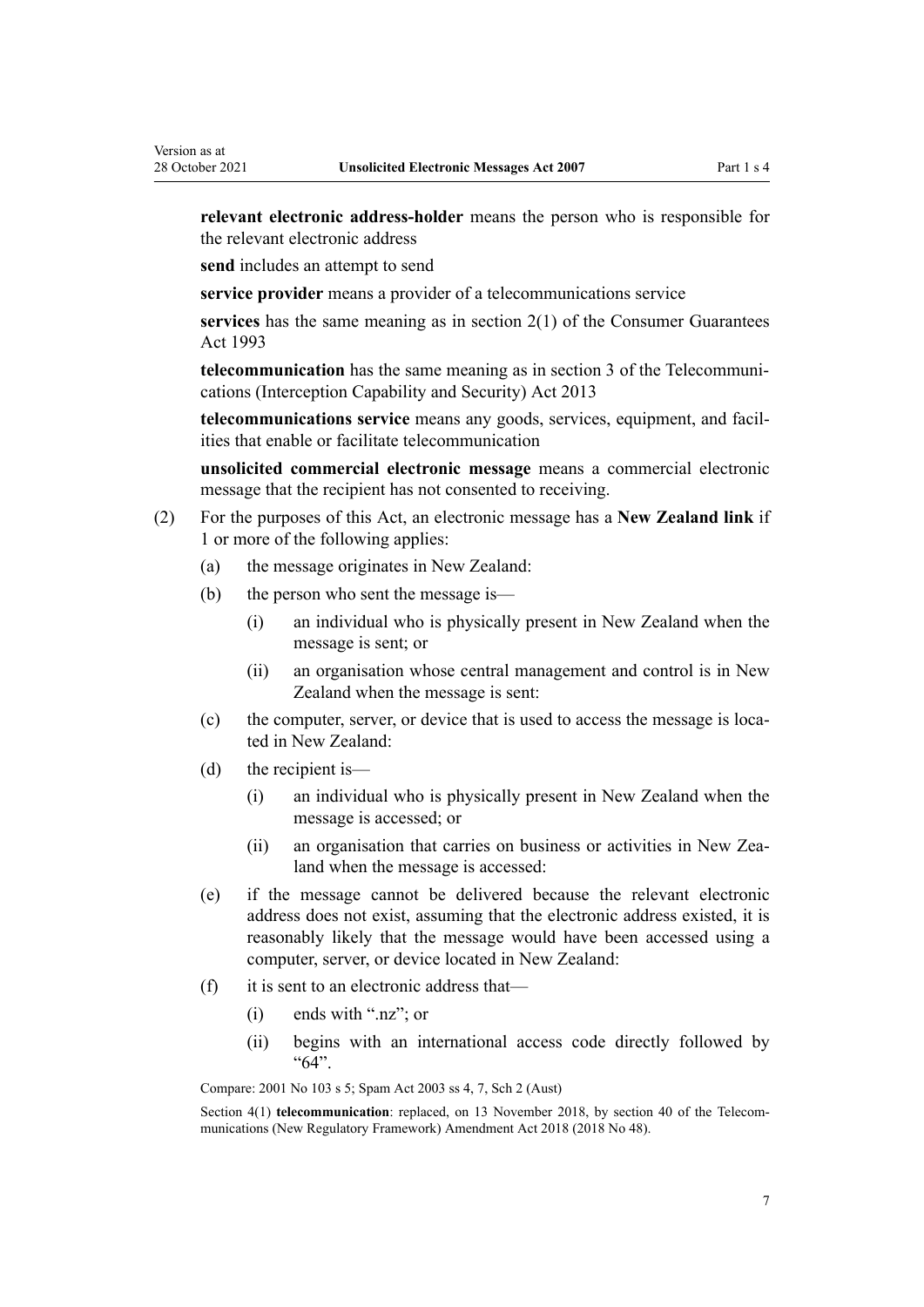**relevant electronic address-holder** means the person who is responsible for the relevant electronic address

**send** includes an attempt to send

**service provider** means a provider of a telecommunications service

**services** has the same meaning as in section 2(1) of the Consumer Guarantees Act 1993

**telecommunication** has the same meaning as in section 3 of the Telecommunications (Interception Capability and Security) Act 2013

**telecommunications service** means any goods, services, equipment, and facilities that enable or facilitate telecommunication

**unsolicited commercial electronic message** means a commercial electronic message that the recipient has not consented to receiving.

(2) For the purposes of this Act, an electronic message has a **New Zealand link** if 1 or more of the following applies:

- (a) the message originates in New Zealand:
- (b) the person who sent the message is—
  - (i) an individual who is physically present in New Zealand when the message is sent; or
  - (ii) an organisation whose central management and control is in New Zealand when the message is sent:
- (c) the computer, server, or device that is used to access the message is located in New Zealand:
- (d) the recipient is—
  - (i) an individual who is physically present in New Zealand when the message is accessed; or
  - (ii) an organisation that carries on business or activities in New Zealand when the message is accessed:
- (e) if the message cannot be delivered because the relevant electronic address does not exist, assuming that the electronic address existed, it is reasonably likely that the message would have been accessed using a computer, server, or device located in New Zealand:
- (f) it is sent to an electronic address that—
  - (i) ends with ".nz"; or
  - (ii) begins with an international access code directly followed by "64".

Compare: 2001 No 103 s 5; Spam Act 2003 ss 4, 7, Sch 2 (Aust)

Section 4(1) **telecommunication**: replaced, on 13 November 2018, by section 40 of the Telecommunications (New Regulatory Framework) Amendment Act 2018 (2018 No 48).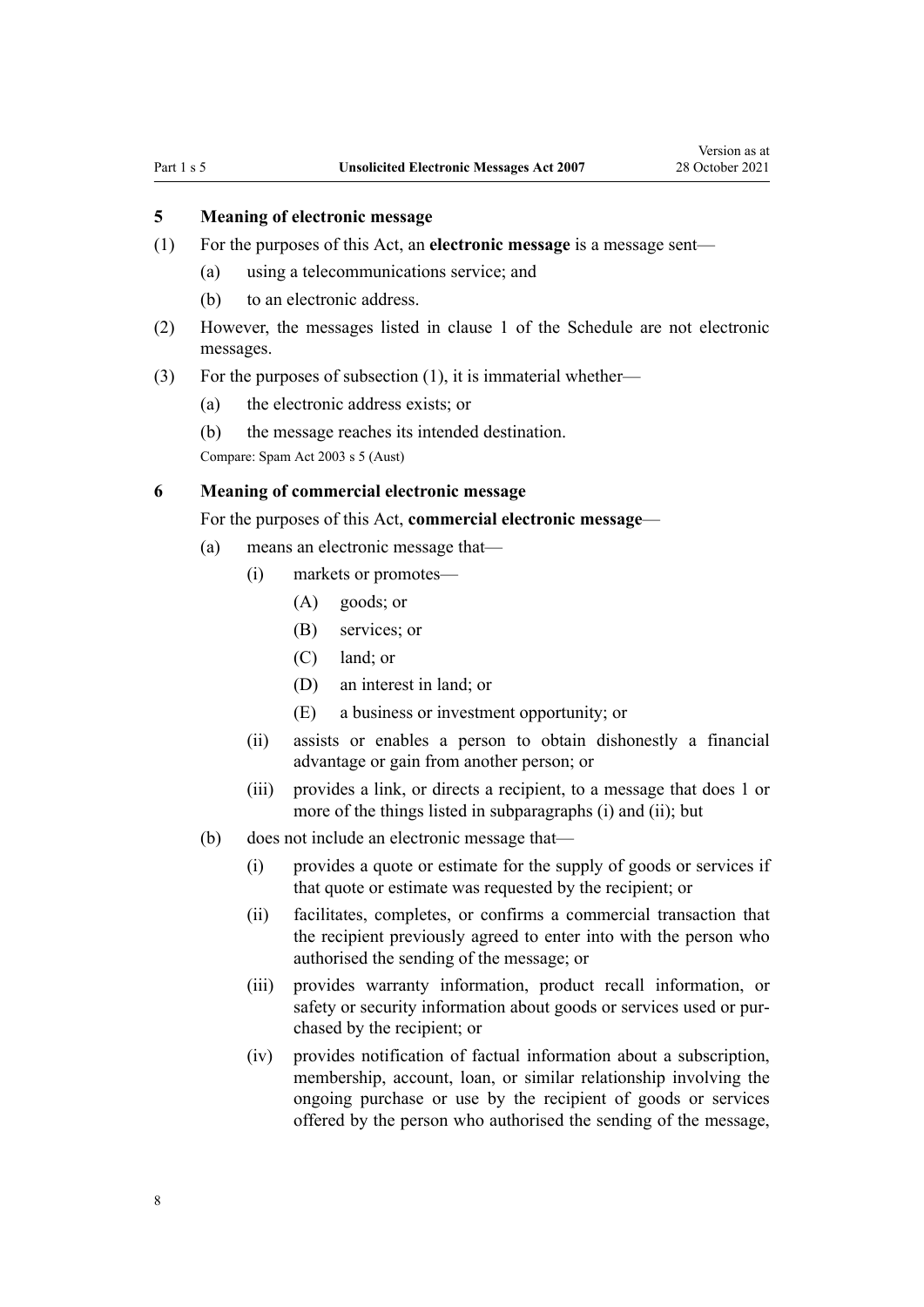### 5 Meaning of electronic message

(1) For the purposes of this Act, an **electronic message** is a message sent—

(a) using a telecommunications service; and

(b) to an electronic address.

(2) However, the messages listed in clause 1 of the Schedule are not electronic messages.

(3) For the purposes of subsection (1), it is immaterial whether—

(a) the electronic address exists; or

(b) the message reaches its intended destination.

Compare: Spam Act 2003 s 5 (Aust)

### 6 Meaning of commercial electronic message

For the purposes of this Act, **commercial electronic message**—

(a) means an electronic message that—

(i) markets or promotes—

(A) goods; or

(B) services; or

(C) land; or

(D) an interest in land; or

(E) a business or investment opportunity; or

(ii) assists or enables a person to obtain dishonestly a financial advantage or gain from another person; or

(iii) provides a link, or directs a recipient, to a message that does 1 or more of the things listed in subparagraphs (i) and (ii); but

(b) does not include an electronic message that—

(i) provides a quote or estimate for the supply of goods or services if that quote or estimate was requested by the recipient; or

(ii) facilitates, completes, or confirms a commercial transaction that the recipient previously agreed to enter into with the person who authorised the sending of the message; or

(iii) provides warranty information, product recall information, or safety or security information about goods or services used or purchased by the recipient; or

(iv) provides notification of factual information about a subscription, membership, account, loan, or similar relationship involving the ongoing purchase or use by the recipient of goods or services offered by the person who authorised the sending of the message,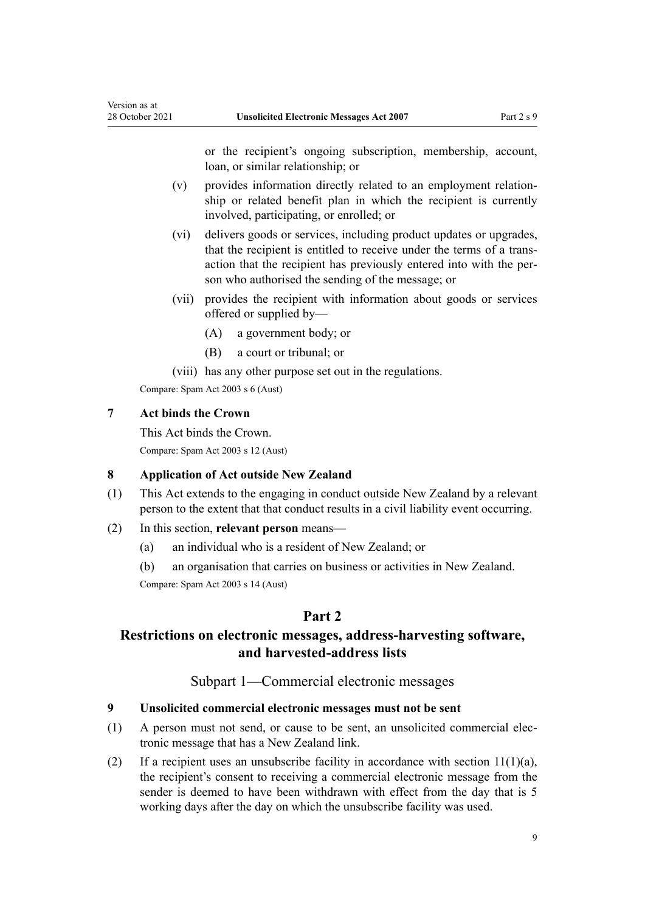or the recipient's ongoing subscription, membership, account, loan, or similar relationship; or

(v) provides information directly related to an employment relationship or related benefit plan in which the recipient is currently involved, participating, or enrolled; or

(vi) delivers goods or services, including product updates or upgrades, that the recipient is entitled to receive under the terms of a transaction that the recipient has previously entered into with the person who authorised the sending of the message; or

(vii) provides the recipient with information about goods or services offered or supplied by—

(A) a government body; or

(B) a court or tribunal; or

(viii) has any other purpose set out in the regulations.

Compare: Spam Act 2003 s 6 (Aust)

### 7 Act binds the Crown

This Act binds the Crown.

Compare: Spam Act 2003 s 12 (Aust)

### 8 Application of Act outside New Zealand

(1) This Act extends to the engaging in conduct outside New Zealand by a relevant person to the extent that that conduct results in a civil liability event occurring.

(2) In this section, **relevant person** means—

(a) an individual who is a resident of New Zealand; or

(b) an organisation that carries on business or activities in New Zealand.

Compare: Spam Act 2003 s 14 (Aust)

## Part 2
## Restrictions on electronic messages, address-harvesting software, and harvested-address lists

### Subpart 1—Commercial electronic messages

### 9 Unsolicited commercial electronic messages must not be sent

(1) A person must not send, or cause to be sent, an unsolicited commercial electronic message that has a New Zealand link.

(2) If a recipient uses an unsubscribe facility in accordance with section 11(1)(a), the recipient's consent to receiving a commercial electronic message from the sender is deemed to have been withdrawn with effect from the day that is 5 working days after the day on which the unsubscribe facility was used.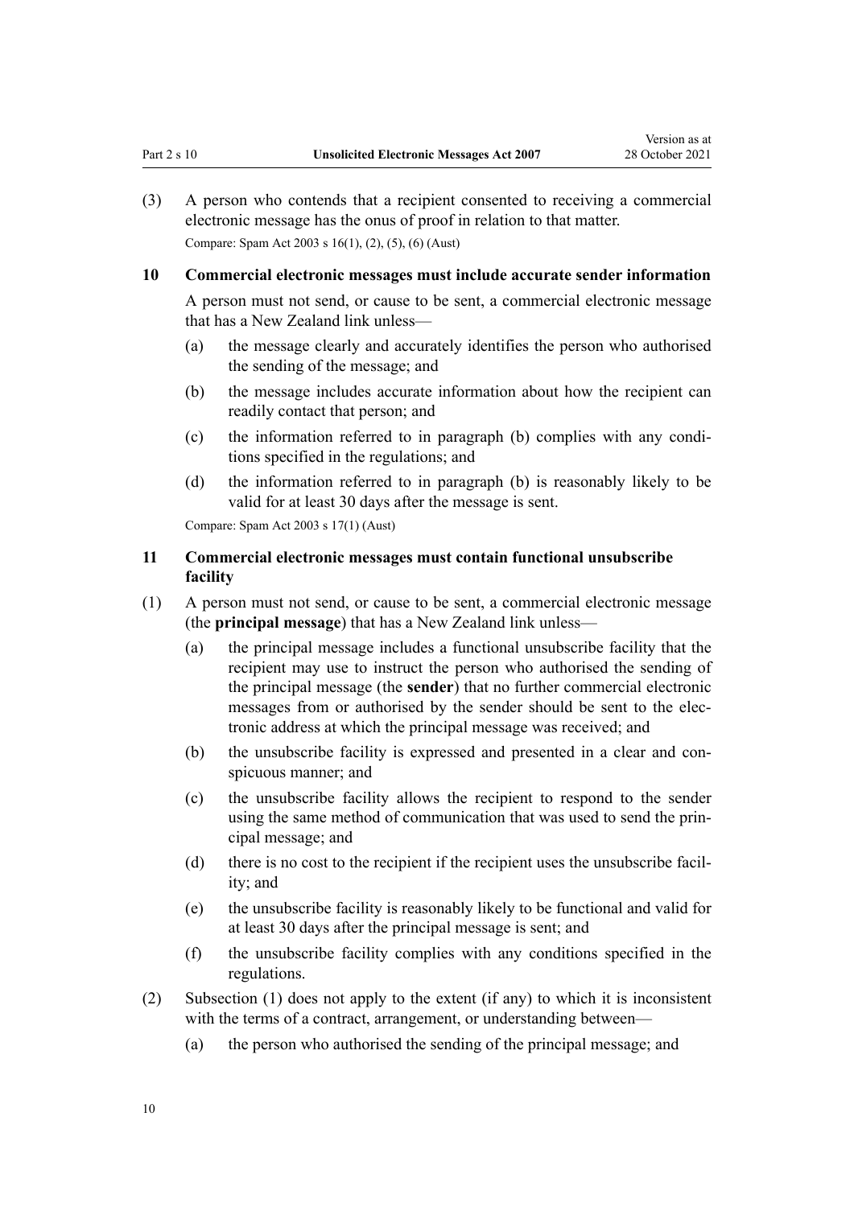(3) A person who contends that a recipient consented to receiving a commercial electronic message has the onus of proof in relation to that matter.

Compare: Spam Act 2003 s 16(1), (2), (5), (6) (Aust)

## 10 Commercial electronic messages must include accurate sender information

A person must not send, or cause to be sent, a commercial electronic message that has a New Zealand link unless—

- (a) the message clearly and accurately identifies the person who authorised the sending of the message; and
- (b) the message includes accurate information about how the recipient can readily contact that person; and
- (c) the information referred to in paragraph (b) complies with any conditions specified in the regulations; and
- (d) the information referred to in paragraph (b) is reasonably likely to be valid for at least 30 days after the message is sent.

Compare: Spam Act 2003 s 17(1) (Aust)

## 11 Commercial electronic messages must contain functional unsubscribe facility

(1) A person must not send, or cause to be sent, a commercial electronic message (the **principal message**) that has a New Zealand link unless—

- (a) the principal message includes a functional unsubscribe facility that the recipient may use to instruct the person who authorised the sending of the principal message (the **sender**) that no further commercial electronic messages from or authorised by the sender should be sent to the electronic address at which the principal message was received; and
- (b) the unsubscribe facility is expressed and presented in a clear and conspicuous manner; and
- (c) the unsubscribe facility allows the recipient to respond to the sender using the same method of communication that was used to send the principal message; and
- (d) there is no cost to the recipient if the recipient uses the unsubscribe facility; and
- (e) the unsubscribe facility is reasonably likely to be functional and valid for at least 30 days after the principal message is sent; and
- (f) the unsubscribe facility complies with any conditions specified in the regulations.

(2) Subsection (1) does not apply to the extent (if any) to which it is inconsistent with the terms of a contract, arrangement, or understanding between—

- (a) the person who authorised the sending of the principal message; and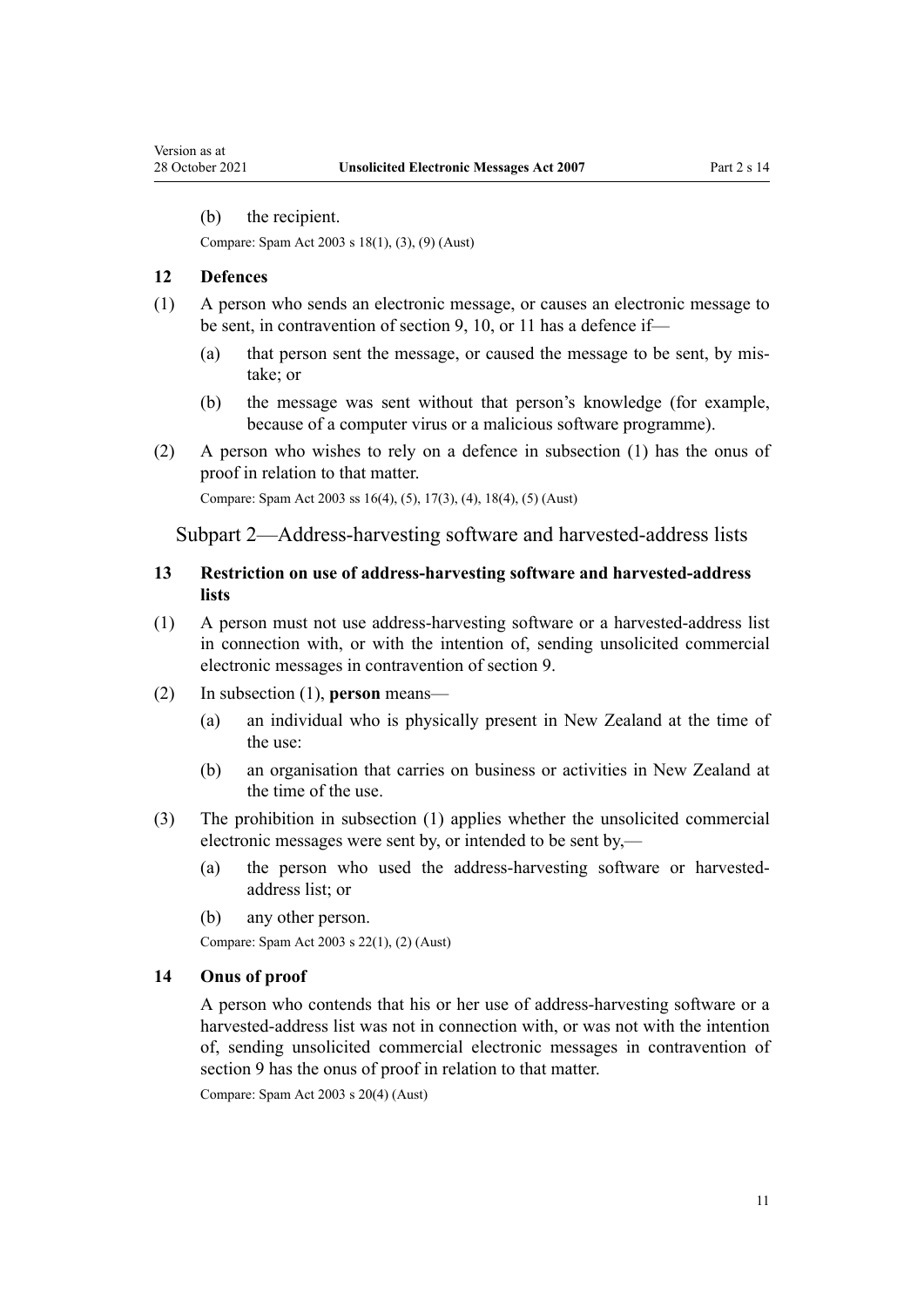(b) the recipient.

Compare: Spam Act 2003 s 18(1), (3), (9) (Aust)

### 12 Defences

(1) A person who sends an electronic message, or causes an electronic message to be sent, in contravention of section 9, 10, or 11 has a defence if—

  (a) that person sent the message, or caused the message to be sent, by mistake; or

  (b) the message was sent without that person's knowledge (for example, because of a computer virus or a malicious software programme).

(2) A person who wishes to rely on a defence in subsection (1) has the onus of proof in relation to that matter.

Compare: Spam Act 2003 ss 16(4), (5), 17(3), (4), 18(4), (5) (Aust)

## Subpart 2—Address-harvesting software and harvested-address lists

### 13 Restriction on use of address-harvesting software and harvested-address lists

(1) A person must not use address-harvesting software or a harvested-address list in connection with, or with the intention of, sending unsolicited commercial electronic messages in contravention of section 9.

(2) In subsection (1), **person** means—

  (a) an individual who is physically present in New Zealand at the time of the use:

  (b) an organisation that carries on business or activities in New Zealand at the time of the use.

(3) The prohibition in subsection (1) applies whether the unsolicited commercial electronic messages were sent by, or intended to be sent by,—

  (a) the person who used the address-harvesting software or harvested-address list; or

  (b) any other person.

Compare: Spam Act 2003 s 22(1), (2) (Aust)

### 14 Onus of proof

A person who contends that his or her use of address-harvesting software or a harvested-address list was not in connection with, or was not with the intention of, sending unsolicited commercial electronic messages in contravention of section 9 has the onus of proof in relation to that matter.

Compare: Spam Act 2003 s 20(4) (Aust)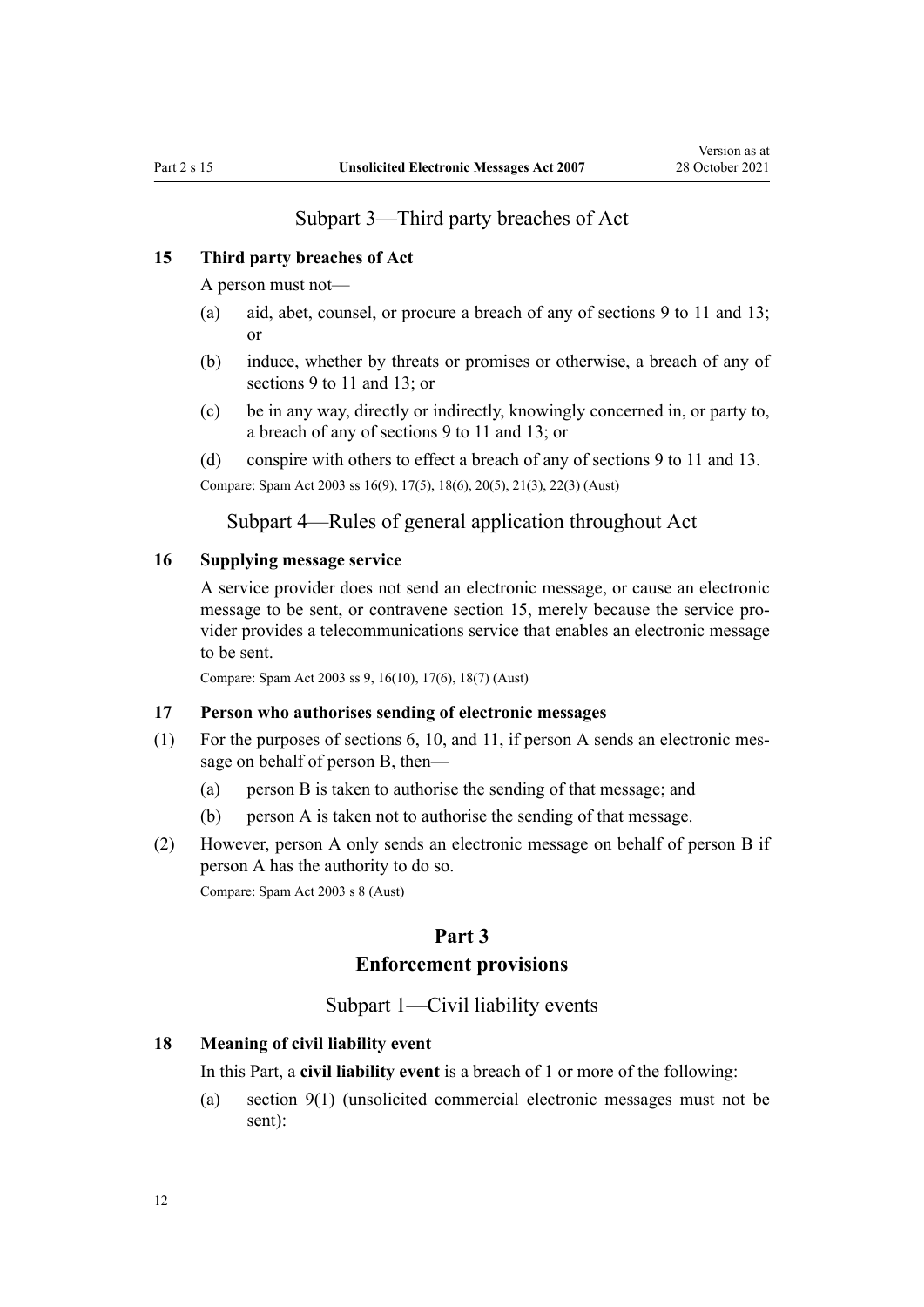## Subpart 3—Third party breaches of Act

### 15 Third party breaches of Act

A person must not—

- (a) aid, abet, counsel, or procure a breach of any of sections 9 to 11 and 13; or
- (b) induce, whether by threats or promises or otherwise, a breach of any of sections 9 to 11 and 13; or
- (c) be in any way, directly or indirectly, knowingly concerned in, or party to, a breach of any of sections 9 to 11 and 13; or
- (d) conspire with others to effect a breach of any of sections 9 to 11 and 13.

Compare: Spam Act 2003 ss 16(9), 17(5), 18(6), 20(5), 21(3), 22(3) (Aust)

## Subpart 4—Rules of general application throughout Act

### 16 Supplying message service

A service provider does not send an electronic message, or cause an electronic message to be sent, or contravene section 15, merely because the service provider provides a telecommunications service that enables an electronic message to be sent.

Compare: Spam Act 2003 ss 9, 16(10), 17(6), 18(7) (Aust)

### 17 Person who authorises sending of electronic messages

(1) For the purposes of sections 6, 10, and 11, if person A sends an electronic message on behalf of person B, then—

- (a) person B is taken to authorise the sending of that message; and
- (b) person A is taken not to authorise the sending of that message.

(2) However, person A only sends an electronic message on behalf of person B if person A has the authority to do so.

Compare: Spam Act 2003 s 8 (Aust)

# Part 3
# Enforcement provisions

## Subpart 1—Civil liability events

### 18 Meaning of civil liability event

In this Part, a **civil liability event** is a breach of 1 or more of the following:

- (a) section 9(1) (unsolicited commercial electronic messages must not be sent):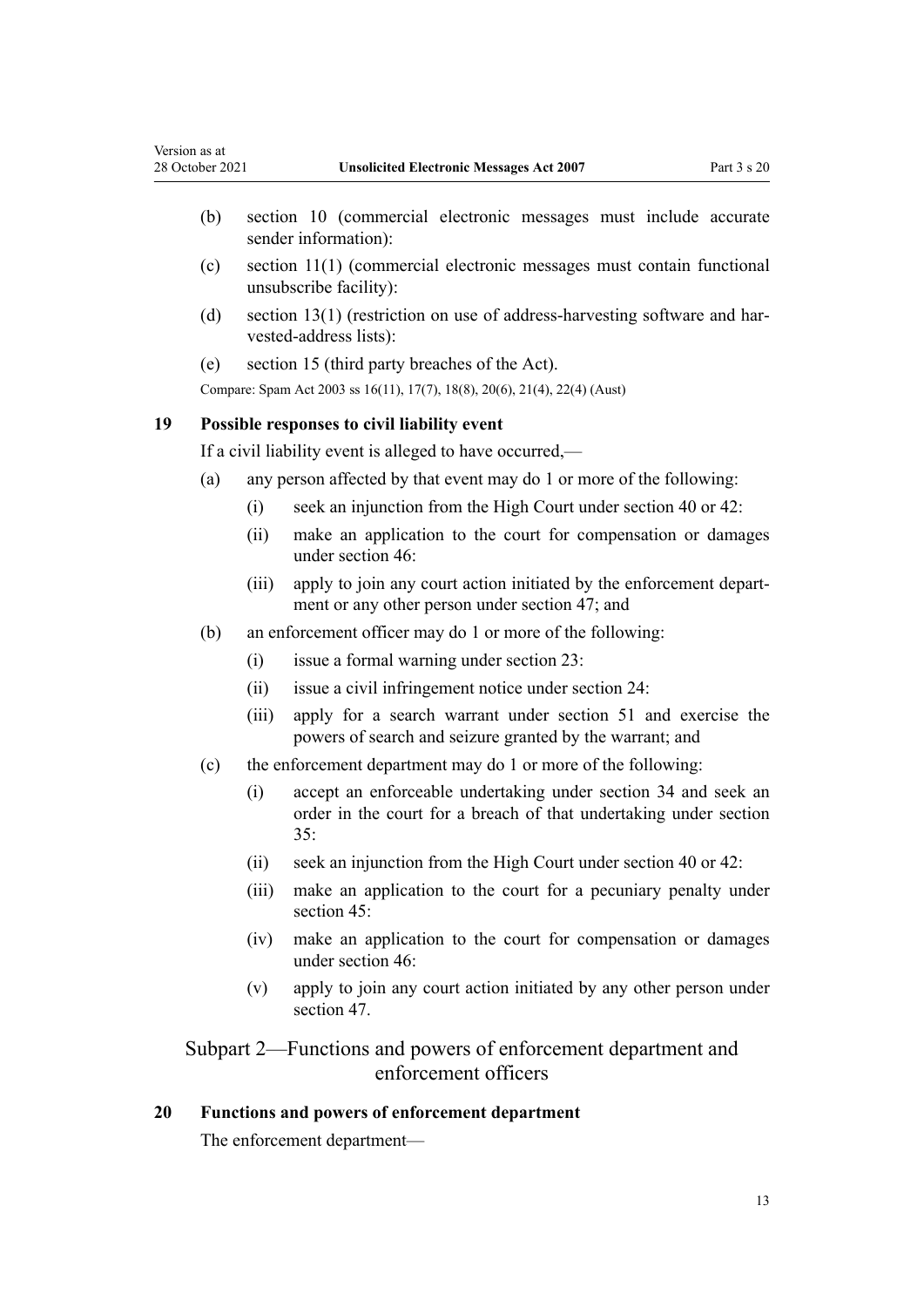(b) section 10 (commercial electronic messages must include accurate sender information):

(c) section 11(1) (commercial electronic messages must contain functional unsubscribe facility):

(d) section 13(1) (restriction on use of address-harvesting software and harvested-address lists):

(e) section 15 (third party breaches of the Act).

Compare: Spam Act 2003 ss 16(11), 17(7), 18(8), 20(6), 21(4), 22(4) (Aust)

### 19 Possible responses to civil liability event

If a civil liability event is alleged to have occurred,—

(a) any person affected by that event may do 1 or more of the following:

  (i) seek an injunction from the High Court under section 40 or 42:

  (ii) make an application to the court for compensation or damages under section 46:

  (iii) apply to join any court action initiated by the enforcement department or any other person under section 47; and

(b) an enforcement officer may do 1 or more of the following:

  (i) issue a formal warning under section 23:

  (ii) issue a civil infringement notice under section 24:

  (iii) apply for a search warrant under section 51 and exercise the powers of search and seizure granted by the warrant; and

(c) the enforcement department may do 1 or more of the following:

  (i) accept an enforceable undertaking under section 34 and seek an order in the court for a breach of that undertaking under section 35:

  (ii) seek an injunction from the High Court under section 40 or 42:

  (iii) make an application to the court for a pecuniary penalty under section 45:

  (iv) make an application to the court for compensation or damages under section 46:

  (v) apply to join any court action initiated by any other person under section 47.

## Subpart 2—Functions and powers of enforcement department and enforcement officers

### 20 Functions and powers of enforcement department

The enforcement department—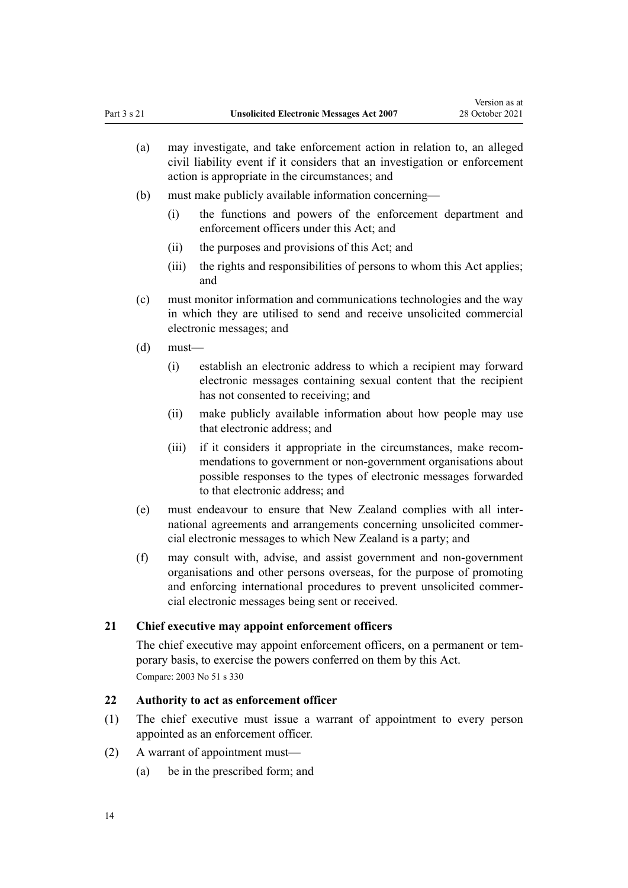(a) may investigate, and take enforcement action in relation to, an alleged civil liability event if it considers that an investigation or enforcement action is appropriate in the circumstances; and

(b) must make publicly available information concerning—

  (i) the functions and powers of the enforcement department and enforcement officers under this Act; and

  (ii) the purposes and provisions of this Act; and

  (iii) the rights and responsibilities of persons to whom this Act applies; and

(c) must monitor information and communications technologies and the way in which they are utilised to send and receive unsolicited commercial electronic messages; and

(d) must—

  (i) establish an electronic address to which a recipient may forward electronic messages containing sexual content that the recipient has not consented to receiving; and

  (ii) make publicly available information about how people may use that electronic address; and

  (iii) if it considers it appropriate in the circumstances, make recommendations to government or non-government organisations about possible responses to the types of electronic messages forwarded to that electronic address; and

(e) must endeavour to ensure that New Zealand complies with all international agreements and arrangements concerning unsolicited commercial electronic messages to which New Zealand is a party; and

(f) may consult with, advise, and assist government and non-government organisations and other persons overseas, for the purpose of promoting and enforcing international procedures to prevent unsolicited commercial electronic messages being sent or received.

### 21 Chief executive may appoint enforcement officers

The chief executive may appoint enforcement officers, on a permanent or temporary basis, to exercise the powers conferred on them by this Act.

Compare: 2003 No 51 s 330

### 22 Authority to act as enforcement officer

(1) The chief executive must issue a warrant of appointment to every person appointed as an enforcement officer.

(2) A warrant of appointment must—

  (a) be in the prescribed form; and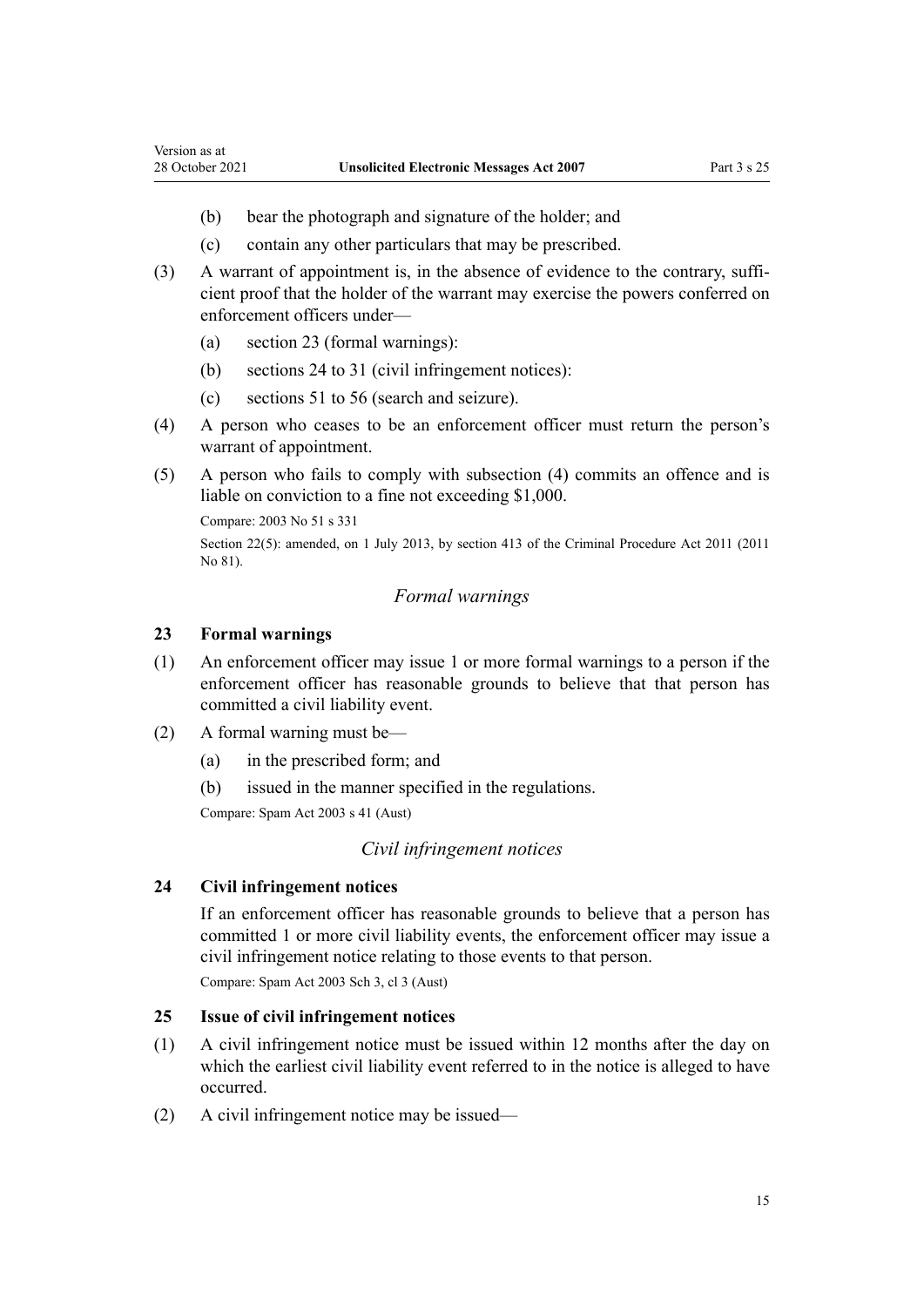(b) bear the photograph and signature of the holder; and

(c) contain any other particulars that may be prescribed.

(3) A warrant of appointment is, in the absence of evidence to the contrary, sufficient proof that the holder of the warrant may exercise the powers conferred on enforcement officers under—

(a) section 23 (formal warnings):

(b) sections 24 to 31 (civil infringement notices):

(c) sections 51 to 56 (search and seizure).

(4) A person who ceases to be an enforcement officer must return the person's warrant of appointment.

(5) A person who fails to comply with subsection (4) commits an offence and is liable on conviction to a fine not exceeding $1,000.

Compare: 2003 No 51 s 331

Section 22(5): amended, on 1 July 2013, by section 413 of the Criminal Procedure Act 2011 (2011 No 81).

*Formal warnings*

### 23 Formal warnings

(1) An enforcement officer may issue 1 or more formal warnings to a person if the enforcement officer has reasonable grounds to believe that that person has committed a civil liability event.

(2) A formal warning must be—

(a) in the prescribed form; and

(b) issued in the manner specified in the regulations.

Compare: Spam Act 2003 s 41 (Aust)

*Civil infringement notices*

### 24 Civil infringement notices

If an enforcement officer has reasonable grounds to believe that a person has committed 1 or more civil liability events, the enforcement officer may issue a civil infringement notice relating to those events to that person.

Compare: Spam Act 2003 Sch 3, cl 3 (Aust)

### 25 Issue of civil infringement notices

(1) A civil infringement notice must be issued within 12 months after the day on which the earliest civil liability event referred to in the notice is alleged to have occurred.

(2) A civil infringement notice may be issued—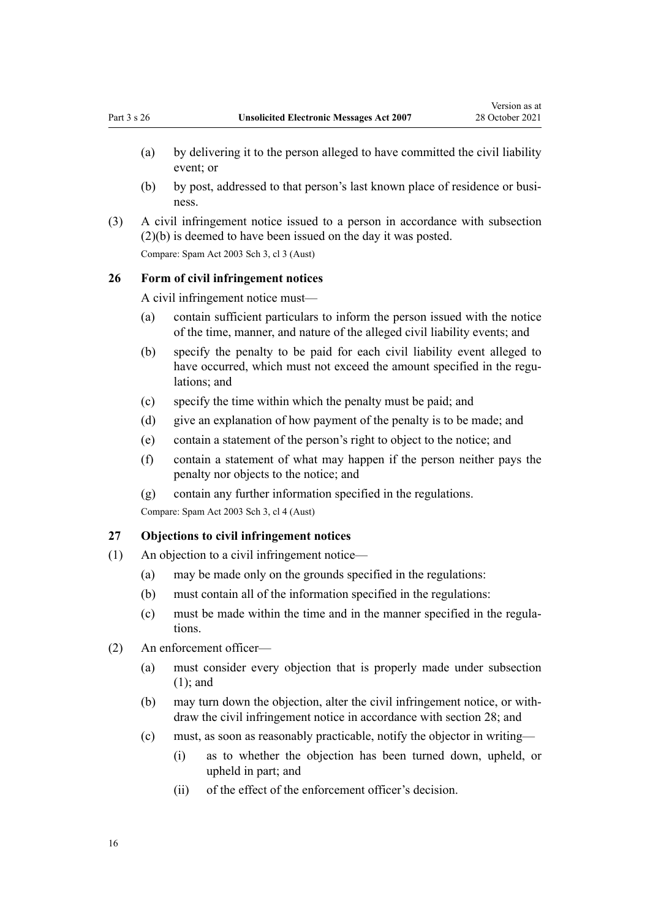(a) by delivering it to the person alleged to have committed the civil liability event; or

(b) by post, addressed to that person's last known place of residence or business.

(3) A civil infringement notice issued to a person in accordance with subsection (2)(b) is deemed to have been issued on the day it was posted.

Compare: Spam Act 2003 Sch 3, cl 3 (Aust)

### 26 Form of civil infringement notices

A civil infringement notice must—

(a) contain sufficient particulars to inform the person issued with the notice of the time, manner, and nature of the alleged civil liability events; and

(b) specify the penalty to be paid for each civil liability event alleged to have occurred, which must not exceed the amount specified in the regulations; and

(c) specify the time within which the penalty must be paid; and

(d) give an explanation of how payment of the penalty is to be made; and

(e) contain a statement of the person's right to object to the notice; and

(f) contain a statement of what may happen if the person neither pays the penalty nor objects to the notice; and

(g) contain any further information specified in the regulations.

Compare: Spam Act 2003 Sch 3, cl 4 (Aust)

### 27 Objections to civil infringement notices

(1) An objection to a civil infringement notice—

(a) may be made only on the grounds specified in the regulations:

(b) must contain all of the information specified in the regulations:

(c) must be made within the time and in the manner specified in the regulations.

(2) An enforcement officer—

(a) must consider every objection that is properly made under subsection (1); and

(b) may turn down the objection, alter the civil infringement notice, or withdraw the civil infringement notice in accordance with section 28; and

(c) must, as soon as reasonably practicable, notify the objector in writing—

(i) as to whether the objection has been turned down, upheld, or upheld in part; and

(ii) of the effect of the enforcement officer's decision.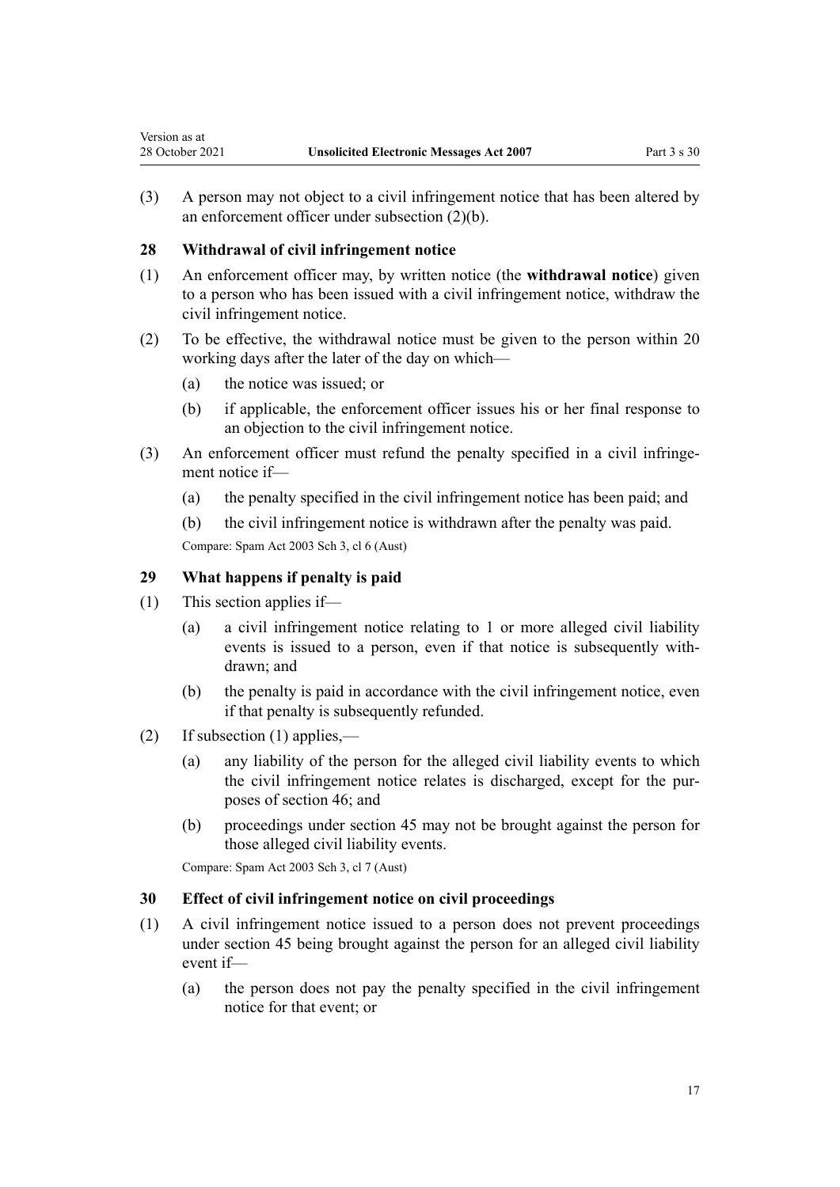(3) A person may not object to a civil infringement notice that has been altered by an enforcement officer under subsection (2)(b).

### 28 Withdrawal of civil infringement notice

(1) An enforcement officer may, by written notice (the **withdrawal notice**) given to a person who has been issued with a civil infringement notice, withdraw the civil infringement notice.

(2) To be effective, the withdrawal notice must be given to the person within 20 working days after the later of the day on which—

(a) the notice was issued; or

(b) if applicable, the enforcement officer issues his or her final response to an objection to the civil infringement notice.

(3) An enforcement officer must refund the penalty specified in a civil infringement notice if—

(a) the penalty specified in the civil infringement notice has been paid; and

(b) the civil infringement notice is withdrawn after the penalty was paid.

Compare: Spam Act 2003 Sch 3, cl 6 (Aust)

### 29 What happens if penalty is paid

(1) This section applies if—

(a) a civil infringement notice relating to 1 or more alleged civil liability events is issued to a person, even if that notice is subsequently withdrawn; and

(b) the penalty is paid in accordance with the civil infringement notice, even if that penalty is subsequently refunded.

(2) If subsection (1) applies,—

(a) any liability of the person for the alleged civil liability events to which the civil infringement notice relates is discharged, except for the purposes of section 46; and

(b) proceedings under section 45 may not be brought against the person for those alleged civil liability events.

Compare: Spam Act 2003 Sch 3, cl 7 (Aust)

### 30 Effect of civil infringement notice on civil proceedings

(1) A civil infringement notice issued to a person does not prevent proceedings under section 45 being brought against the person for an alleged civil liability event if—

(a) the person does not pay the penalty specified in the civil infringement notice for that event; or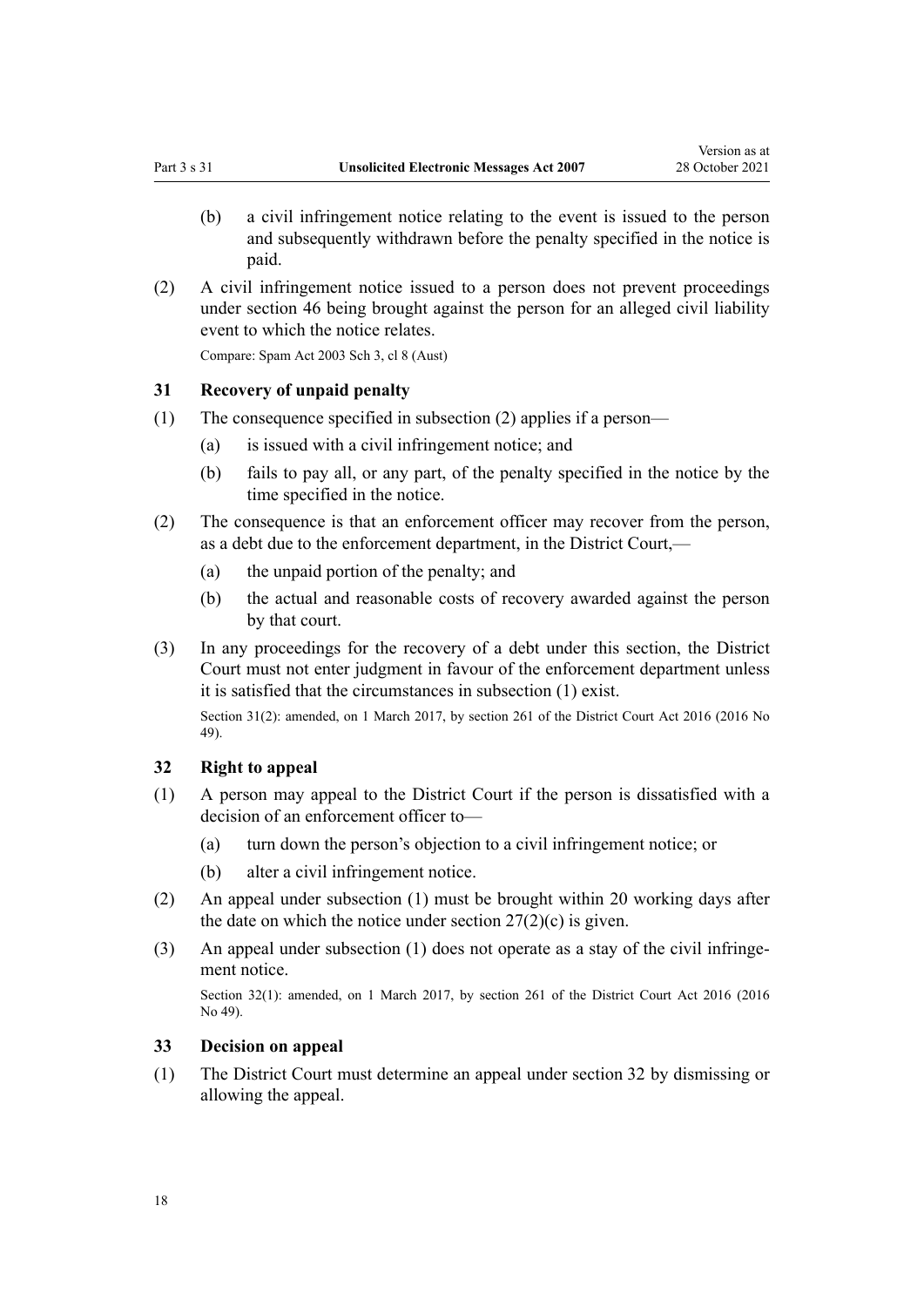(b) a civil infringement notice relating to the event is issued to the person and subsequently withdrawn before the penalty specified in the notice is paid.

(2) A civil infringement notice issued to a person does not prevent proceedings under section 46 being brought against the person for an alleged civil liability event to which the notice relates.

Compare: Spam Act 2003 Sch 3, cl 8 (Aust)

### 31 Recovery of unpaid penalty

(1) The consequence specified in subsection (2) applies if a person—

(a) is issued with a civil infringement notice; and

(b) fails to pay all, or any part, of the penalty specified in the notice by the time specified in the notice.

(2) The consequence is that an enforcement officer may recover from the person, as a debt due to the enforcement department, in the District Court,—

(a) the unpaid portion of the penalty; and

(b) the actual and reasonable costs of recovery awarded against the person by that court.

(3) In any proceedings for the recovery of a debt under this section, the District Court must not enter judgment in favour of the enforcement department unless it is satisfied that the circumstances in subsection (1) exist.

Section 31(2): amended, on 1 March 2017, by section 261 of the District Court Act 2016 (2016 No 49).

### 32 Right to appeal

(1) A person may appeal to the District Court if the person is dissatisfied with a decision of an enforcement officer to—

(a) turn down the person's objection to a civil infringement notice; or

(b) alter a civil infringement notice.

(2) An appeal under subsection (1) must be brought within 20 working days after the date on which the notice under section 27(2)(c) is given.

(3) An appeal under subsection (1) does not operate as a stay of the civil infringement notice.

Section 32(1): amended, on 1 March 2017, by section 261 of the District Court Act 2016 (2016 No 49).

### 33 Decision on appeal

(1) The District Court must determine an appeal under section 32 by dismissing or allowing the appeal.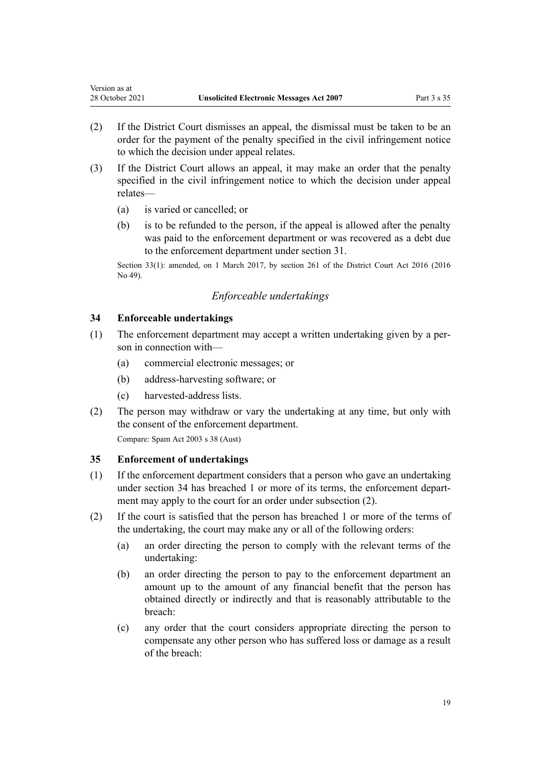(2) If the District Court dismisses an appeal, the dismissal must be taken to be an order for the payment of the penalty specified in the civil infringement notice to which the decision under appeal relates.

(3) If the District Court allows an appeal, it may make an order that the penalty specified in the civil infringement notice to which the decision under appeal relates—

(a) is varied or cancelled; or

(b) is to be refunded to the person, if the appeal is allowed after the penalty was paid to the enforcement department or was recovered as a debt due to the enforcement department under section 31.

Section 33(1): amended, on 1 March 2017, by section 261 of the District Court Act 2016 (2016 No 49).

*Enforceable undertakings*

### 34 Enforceable undertakings

(1) The enforcement department may accept a written undertaking given by a person in connection with—

(a) commercial electronic messages; or

(b) address-harvesting software; or

(c) harvested-address lists.

(2) The person may withdraw or vary the undertaking at any time, but only with the consent of the enforcement department.

Compare: Spam Act 2003 s 38 (Aust)

### 35 Enforcement of undertakings

(1) If the enforcement department considers that a person who gave an undertaking under section 34 has breached 1 or more of its terms, the enforcement department may apply to the court for an order under subsection (2).

(2) If the court is satisfied that the person has breached 1 or more of the terms of the undertaking, the court may make any or all of the following orders:

(a) an order directing the person to comply with the relevant terms of the undertaking:

(b) an order directing the person to pay to the enforcement department an amount up to the amount of any financial benefit that the person has obtained directly or indirectly and that is reasonably attributable to the breach:

(c) any order that the court considers appropriate directing the person to compensate any other person who has suffered loss or damage as a result of the breach: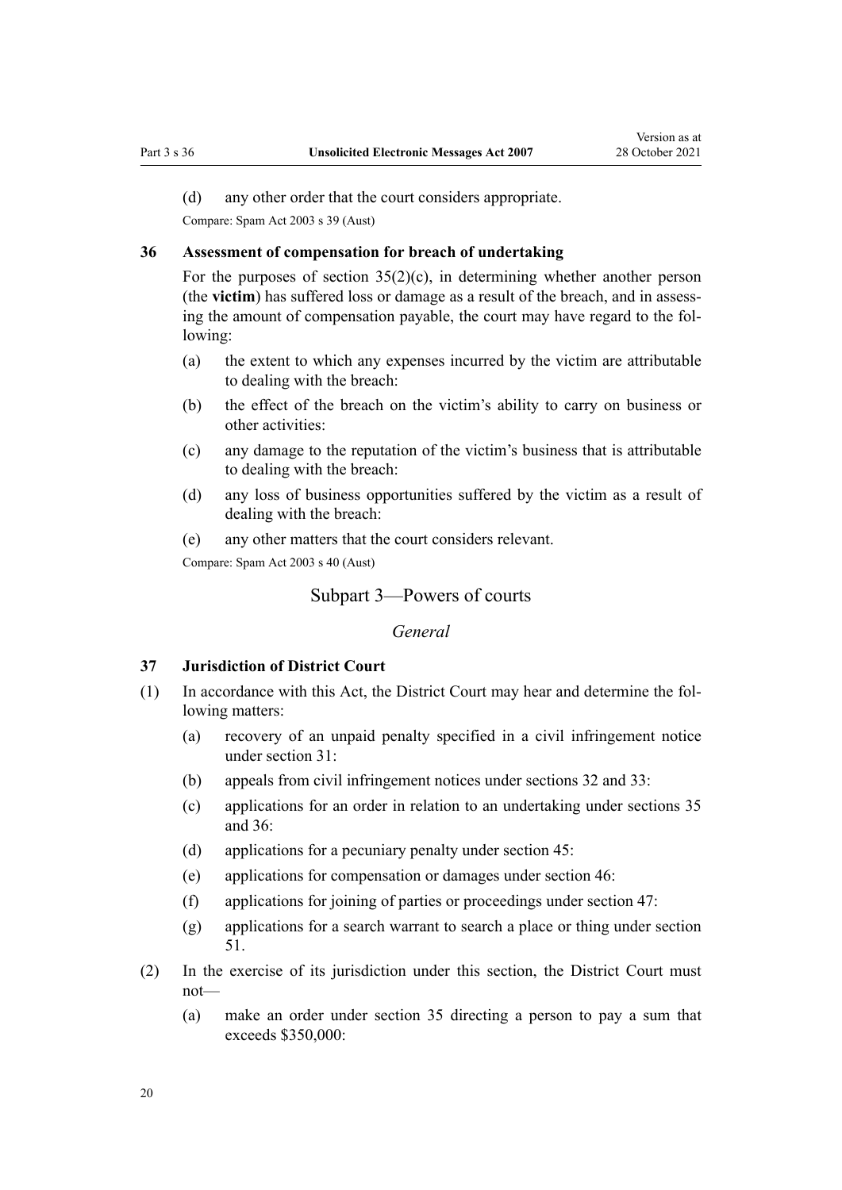(d) any other order that the court considers appropriate.

Compare: Spam Act 2003 s 39 (Aust)

### 36 Assessment of compensation for breach of undertaking

For the purposes of section 35(2)(c), in determining whether another person (the **victim**) has suffered loss or damage as a result of the breach, and in assessing the amount of compensation payable, the court may have regard to the following:

(a) the extent to which any expenses incurred by the victim are attributable to dealing with the breach:

(b) the effect of the breach on the victim's ability to carry on business or other activities:

(c) any damage to the reputation of the victim's business that is attributable to dealing with the breach:

(d) any loss of business opportunities suffered by the victim as a result of dealing with the breach:

(e) any other matters that the court considers relevant.

Compare: Spam Act 2003 s 40 (Aust)

## Subpart 3—Powers of courts

*General*

### 37 Jurisdiction of District Court

(1) In accordance with this Act, the District Court may hear and determine the following matters:

(a) recovery of an unpaid penalty specified in a civil infringement notice under section 31:

(b) appeals from civil infringement notices under sections 32 and 33:

(c) applications for an order in relation to an undertaking under sections 35 and 36:

(d) applications for a pecuniary penalty under section 45:

(e) applications for compensation or damages under section 46:

(f) applications for joining of parties or proceedings under section 47:

(g) applications for a search warrant to search a place or thing under section 51.

(2) In the exercise of its jurisdiction under this section, the District Court must not—

(a) make an order under section 35 directing a person to pay a sum that exceeds $350,000: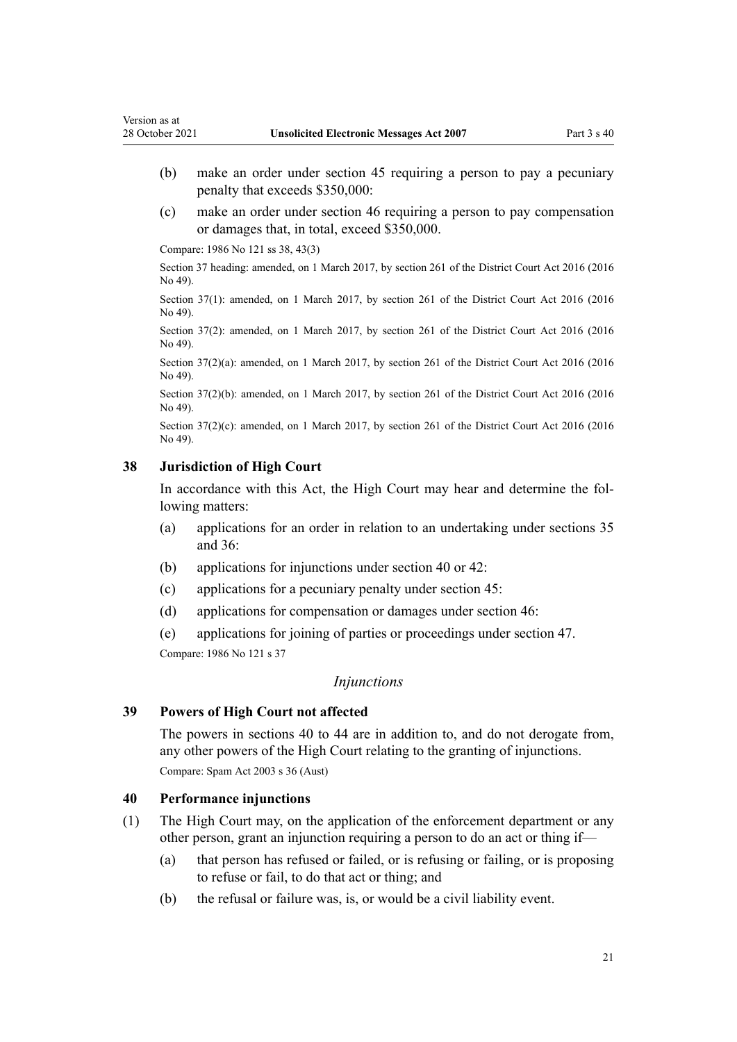(b) make an order under section 45 requiring a person to pay a pecuniary penalty that exceeds $350,000:

(c) make an order under section 46 requiring a person to pay compensation or damages that, in total, exceed $350,000.

Compare: 1986 No 121 ss 38, 43(3)

Section 37 heading: amended, on 1 March 2017, by section 261 of the District Court Act 2016 (2016 No 49).

Section 37(1): amended, on 1 March 2017, by section 261 of the District Court Act 2016 (2016 No 49).

Section 37(2): amended, on 1 March 2017, by section 261 of the District Court Act 2016 (2016 No 49).

Section 37(2)(a): amended, on 1 March 2017, by section 261 of the District Court Act 2016 (2016 No 49).

Section 37(2)(b): amended, on 1 March 2017, by section 261 of the District Court Act 2016 (2016 No 49).

Section 37(2)(c): amended, on 1 March 2017, by section 261 of the District Court Act 2016 (2016 No 49).

### 38 Jurisdiction of High Court

In accordance with this Act, the High Court may hear and determine the following matters:

(a) applications for an order in relation to an undertaking under sections 35 and 36:

(b) applications for injunctions under section 40 or 42:

(c) applications for a pecuniary penalty under section 45:

(d) applications for compensation or damages under section 46:

(e) applications for joining of parties or proceedings under section 47.

Compare: 1986 No 121 s 37

*Injunctions*

### 39 Powers of High Court not affected

The powers in sections 40 to 44 are in addition to, and do not derogate from, any other powers of the High Court relating to the granting of injunctions.

Compare: Spam Act 2003 s 36 (Aust)

### 40 Performance injunctions

(1) The High Court may, on the application of the enforcement department or any other person, grant an injunction requiring a person to do an act or thing if—

(a) that person has refused or failed, or is refusing or failing, or is proposing to refuse or fail, to do that act or thing; and

(b) the refusal or failure was, is, or would be a civil liability event.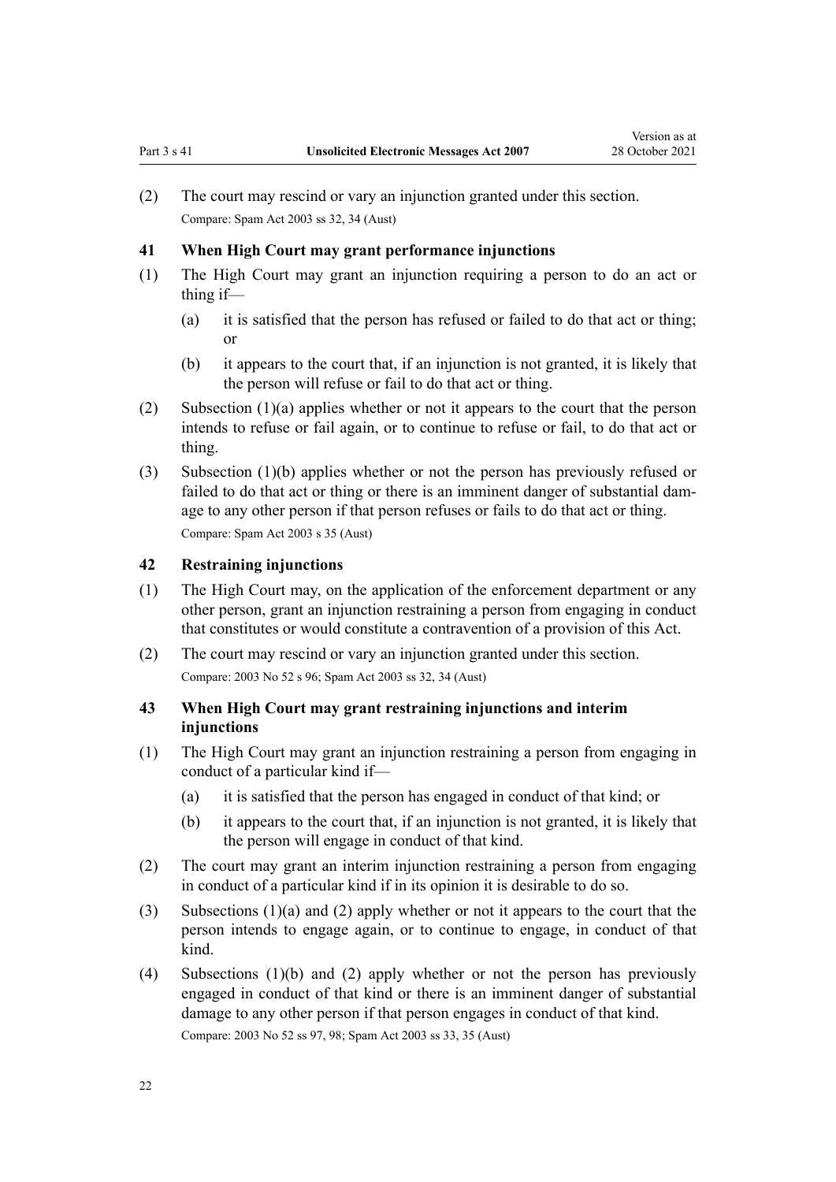(2) The court may rescind or vary an injunction granted under this section.

Compare: Spam Act 2003 ss 32, 34 (Aust)

### 41 When High Court may grant performance injunctions

(1) The High Court may grant an injunction requiring a person to do an act or thing if—

(a) it is satisfied that the person has refused or failed to do that act or thing; or

(b) it appears to the court that, if an injunction is not granted, it is likely that the person will refuse or fail to do that act or thing.

(2) Subsection (1)(a) applies whether or not it appears to the court that the person intends to refuse or fail again, or to continue to refuse or fail, to do that act or thing.

(3) Subsection (1)(b) applies whether or not the person has previously refused or failed to do that act or thing or there is an imminent danger of substantial damage to any other person if that person refuses or fails to do that act or thing.

Compare: Spam Act 2003 s 35 (Aust)

### 42 Restraining injunctions

(1) The High Court may, on the application of the enforcement department or any other person, grant an injunction restraining a person from engaging in conduct that constitutes or would constitute a contravention of a provision of this Act.

(2) The court may rescind or vary an injunction granted under this section.

Compare: 2003 No 52 s 96; Spam Act 2003 ss 32, 34 (Aust)

### 43 When High Court may grant restraining injunctions and interim injunctions

(1) The High Court may grant an injunction restraining a person from engaging in conduct of a particular kind if—

(a) it is satisfied that the person has engaged in conduct of that kind; or

(b) it appears to the court that, if an injunction is not granted, it is likely that the person will engage in conduct of that kind.

(2) The court may grant an interim injunction restraining a person from engaging in conduct of a particular kind if in its opinion it is desirable to do so.

(3) Subsections (1)(a) and (2) apply whether or not it appears to the court that the person intends to engage again, or to continue to engage, in conduct of that kind.

(4) Subsections (1)(b) and (2) apply whether or not the person has previously engaged in conduct of that kind or there is an imminent danger of substantial damage to any other person if that person engages in conduct of that kind.

Compare: 2003 No 52 ss 97, 98; Spam Act 2003 ss 33, 35 (Aust)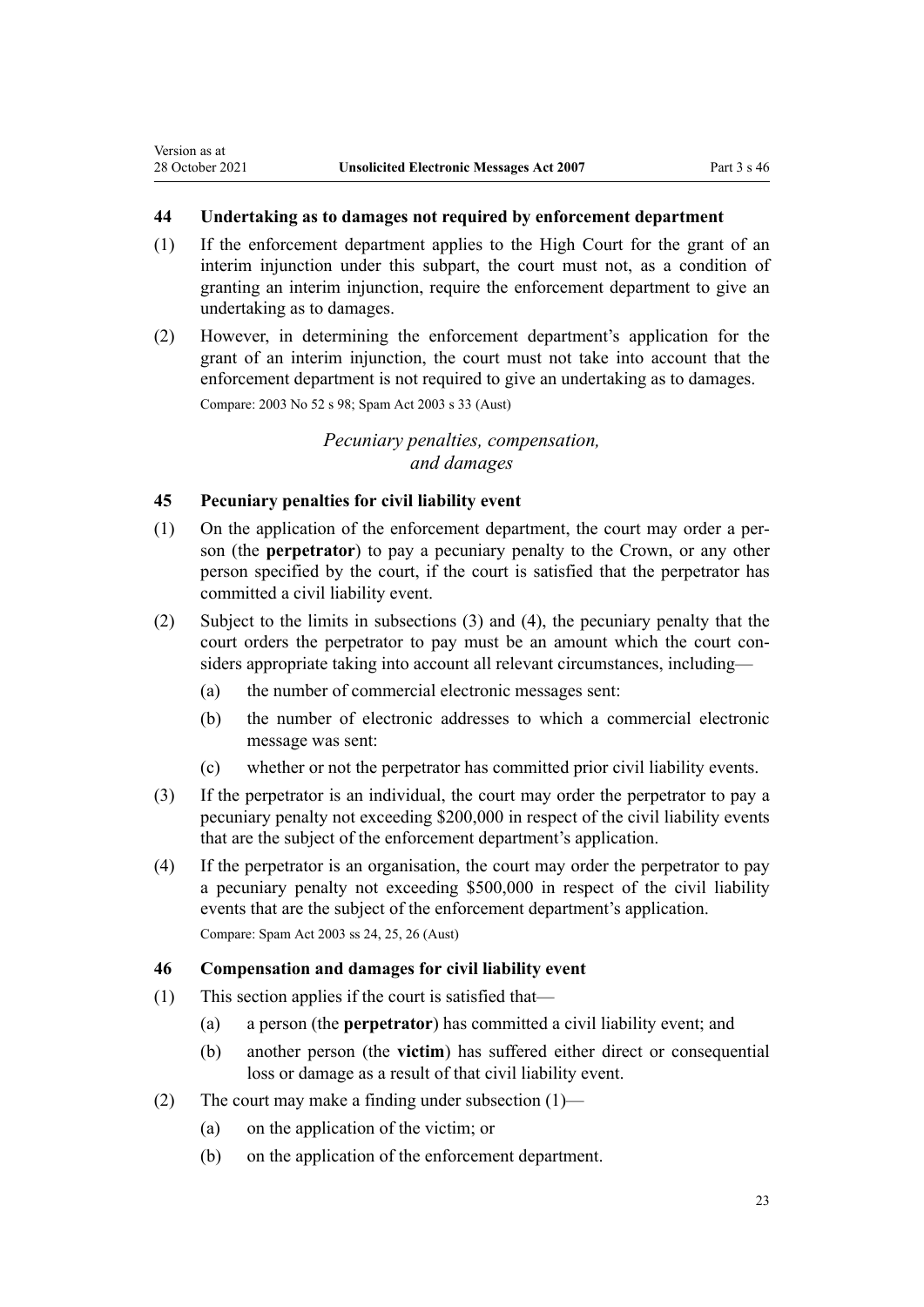## 44 Undertaking as to damages not required by enforcement department

(1) If the enforcement department applies to the High Court for the grant of an interim injunction under this subpart, the court must not, as a condition of granting an interim injunction, require the enforcement department to give an undertaking as to damages.

(2) However, in determining the enforcement department's application for the grant of an interim injunction, the court must not take into account that the enforcement department is not required to give an undertaking as to damages.

Compare: 2003 No 52 s 98; Spam Act 2003 s 33 (Aust)

*Pecuniary penalties, compensation, and damages*

## 45 Pecuniary penalties for civil liability event

(1) On the application of the enforcement department, the court may order a person (the **perpetrator**) to pay a pecuniary penalty to the Crown, or any other person specified by the court, if the court is satisfied that the perpetrator has committed a civil liability event.

(2) Subject to the limits in subsections (3) and (4), the pecuniary penalty that the court orders the perpetrator to pay must be an amount which the court considers appropriate taking into account all relevant circumstances, including—

(a) the number of commercial electronic messages sent:

(b) the number of electronic addresses to which a commercial electronic message was sent:

(c) whether or not the perpetrator has committed prior civil liability events.

(3) If the perpetrator is an individual, the court may order the perpetrator to pay a pecuniary penalty not exceeding $200,000 in respect of the civil liability events that are the subject of the enforcement department's application.

(4) If the perpetrator is an organisation, the court may order the perpetrator to pay a pecuniary penalty not exceeding $500,000 in respect of the civil liability events that are the subject of the enforcement department's application.

Compare: Spam Act 2003 ss 24, 25, 26 (Aust)

## 46 Compensation and damages for civil liability event

(1) This section applies if the court is satisfied that—

(a) a person (the **perpetrator**) has committed a civil liability event; and

(b) another person (the **victim**) has suffered either direct or consequential loss or damage as a result of that civil liability event.

(2) The court may make a finding under subsection (1)—

(a) on the application of the victim; or

(b) on the application of the enforcement department.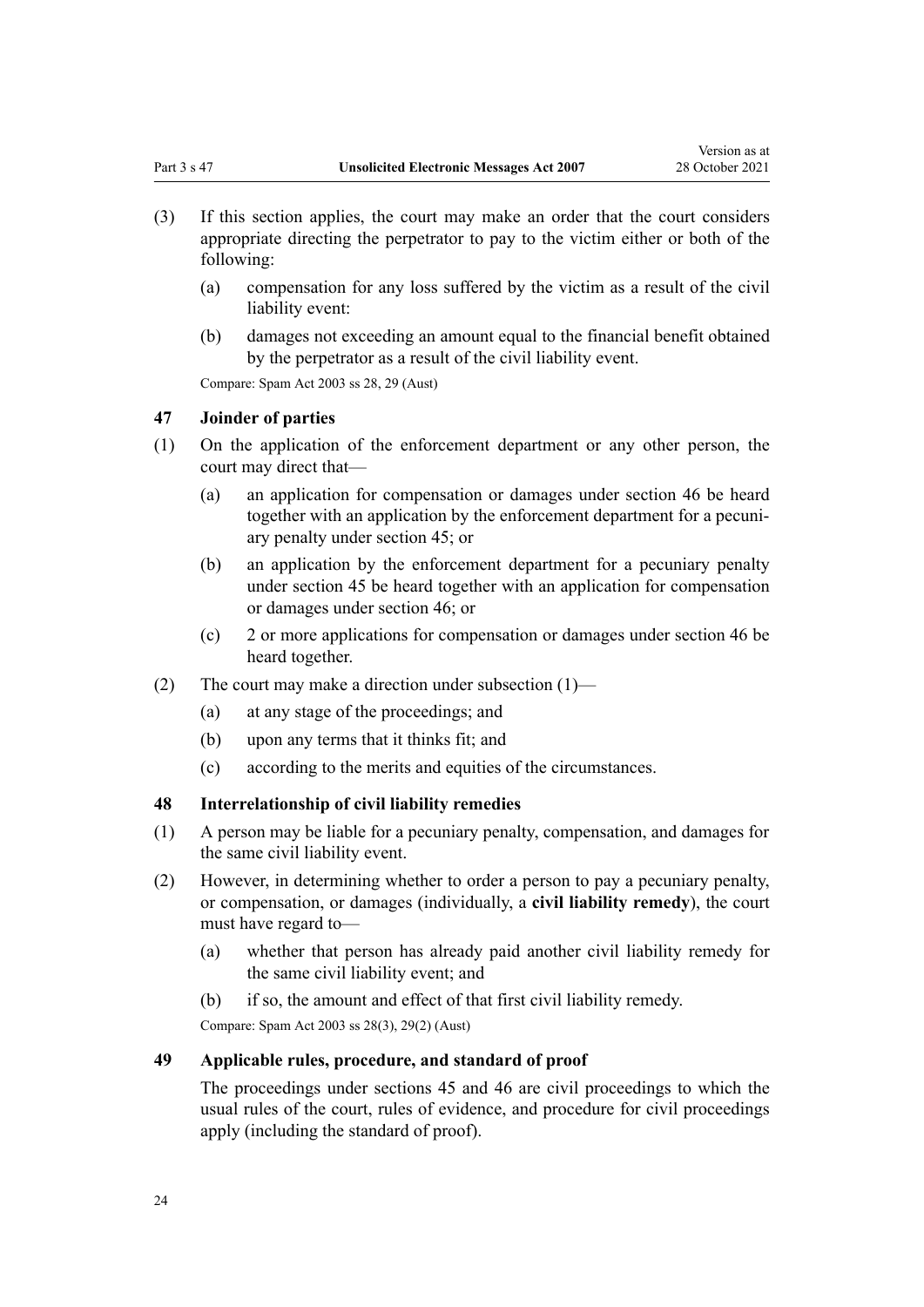(3) If this section applies, the court may make an order that the court considers appropriate directing the perpetrator to pay to the victim either or both of the following:

  (a) compensation for any loss suffered by the victim as a result of the civil liability event:

  (b) damages not exceeding an amount equal to the financial benefit obtained by the perpetrator as a result of the civil liability event.

Compare: Spam Act 2003 ss 28, 29 (Aust)

### 47 Joinder of parties

(1) On the application of the enforcement department or any other person, the court may direct that—

  (a) an application for compensation or damages under section 46 be heard together with an application by the enforcement department for a pecuniary penalty under section 45; or

  (b) an application by the enforcement department for a pecuniary penalty under section 45 be heard together with an application for compensation or damages under section 46; or

  (c) 2 or more applications for compensation or damages under section 46 be heard together.

(2) The court may make a direction under subsection (1)—

  (a) at any stage of the proceedings; and

  (b) upon any terms that it thinks fit; and

  (c) according to the merits and equities of the circumstances.

### 48 Interrelationship of civil liability remedies

(1) A person may be liable for a pecuniary penalty, compensation, and damages for the same civil liability event.

(2) However, in determining whether to order a person to pay a pecuniary penalty, or compensation, or damages (individually, a **civil liability remedy**), the court must have regard to—

  (a) whether that person has already paid another civil liability remedy for the same civil liability event; and

  (b) if so, the amount and effect of that first civil liability remedy.

Compare: Spam Act 2003 ss 28(3), 29(2) (Aust)

### 49 Applicable rules, procedure, and standard of proof

The proceedings under sections 45 and 46 are civil proceedings to which the usual rules of the court, rules of evidence, and procedure for civil proceedings apply (including the standard of proof).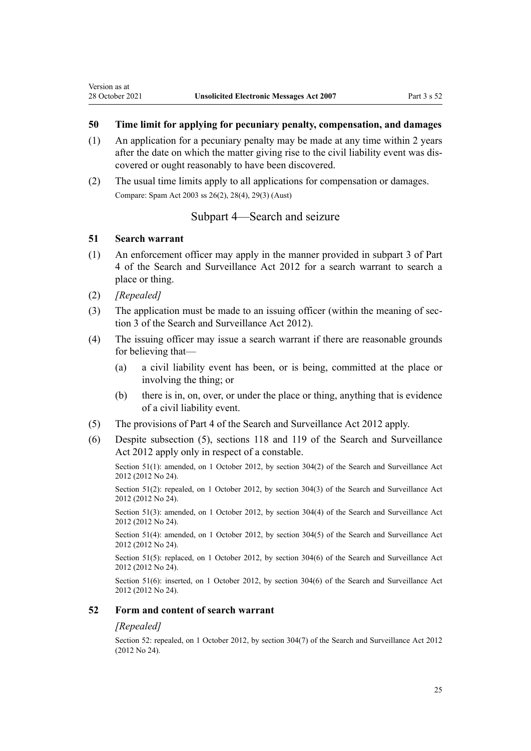### 50 Time limit for applying for pecuniary penalty, compensation, and damages

(1) An application for a pecuniary penalty may be made at any time within 2 years after the date on which the matter giving rise to the civil liability event was discovered or ought reasonably to have been discovered.

(2) The usual time limits apply to all applications for compensation or damages.

Compare: Spam Act 2003 ss 26(2), 28(4), 29(3) (Aust)

## Subpart 4—Search and seizure

### 51 Search warrant

(1) An enforcement officer may apply in the manner provided in subpart 3 of Part 4 of the Search and Surveillance Act 2012 for a search warrant to search a place or thing.

(2) *[Repealed]*

(3) The application must be made to an issuing officer (within the meaning of section 3 of the Search and Surveillance Act 2012).

(4) The issuing officer may issue a search warrant if there are reasonable grounds for believing that—

  (a) a civil liability event has been, or is being, committed at the place or involving the thing; or

  (b) there is in, on, over, or under the place or thing, anything that is evidence of a civil liability event.

(5) The provisions of Part 4 of the Search and Surveillance Act 2012 apply.

(6) Despite subsection (5), sections 118 and 119 of the Search and Surveillance Act 2012 apply only in respect of a constable.

Section 51(1): amended, on 1 October 2012, by section 304(2) of the Search and Surveillance Act 2012 (2012 No 24).

Section 51(2): repealed, on 1 October 2012, by section 304(3) of the Search and Surveillance Act 2012 (2012 No 24).

Section 51(3): amended, on 1 October 2012, by section 304(4) of the Search and Surveillance Act 2012 (2012 No 24).

Section 51(4): amended, on 1 October 2012, by section 304(5) of the Search and Surveillance Act 2012 (2012 No 24).

Section 51(5): replaced, on 1 October 2012, by section 304(6) of the Search and Surveillance Act 2012 (2012 No 24).

Section 51(6): inserted, on 1 October 2012, by section 304(6) of the Search and Surveillance Act 2012 (2012 No 24).

### 52 Form and content of search warrant

*[Repealed]*

Section 52: repealed, on 1 October 2012, by section 304(7) of the Search and Surveillance Act 2012 (2012 No 24).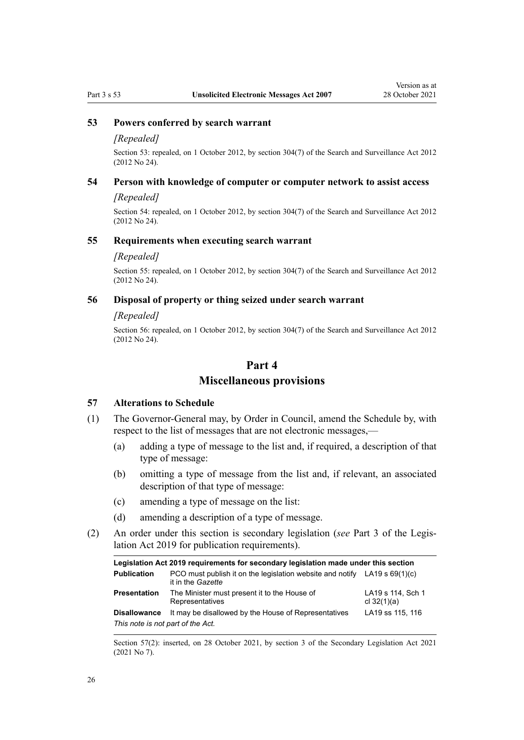### 53 Powers conferred by search warrant

*[Repealed]*

Section 53: repealed, on 1 October 2012, by section 304(7) of the Search and Surveillance Act 2012 (2012 No 24).

### 54 Person with knowledge of computer or computer network to assist access

*[Repealed]*

Section 54: repealed, on 1 October 2012, by section 304(7) of the Search and Surveillance Act 2012 (2012 No 24).

### 55 Requirements when executing search warrant

*[Repealed]*

Section 55: repealed, on 1 October 2012, by section 304(7) of the Search and Surveillance Act 2012 (2012 No 24).

### 56 Disposal of property or thing seized under search warrant

*[Repealed]*

Section 56: repealed, on 1 October 2012, by section 304(7) of the Search and Surveillance Act 2012 (2012 No 24).

## Part 4
## Miscellaneous provisions

### 57 Alterations to Schedule

(1) The Governor-General may, by Order in Council, amend the Schedule by, with respect to the list of messages that are not electronic messages,—

(a) adding a type of message to the list and, if required, a description of that type of message:

(b) omitting a type of message from the list and, if relevant, an associated description of that type of message:

(c) amending a type of message on the list:

(d) amending a description of a type of message.

(2) An order under this section is secondary legislation (*see* Part 3 of the Legislation Act 2019 for publication requirements).

| Legislation Act 2019 requirements for secondary legislation made under this section | | |
|---|---|---|
| **Publication** | PCO must publish it on the legislation website and notify it in the *Gazette* | LA19 s 69(1)(c) |
| **Presentation** | The Minister must present it to the House of Representatives | LA19 s 114, Sch 1 cl 32(1)(a) |
| **Disallowance** | It may be disallowed by the House of Representatives | LA19 ss 115, 116 |

*This note is not part of the Act.*

Section 57(2): inserted, on 28 October 2021, by section 3 of the Secondary Legislation Act 2021 (2021 No 7).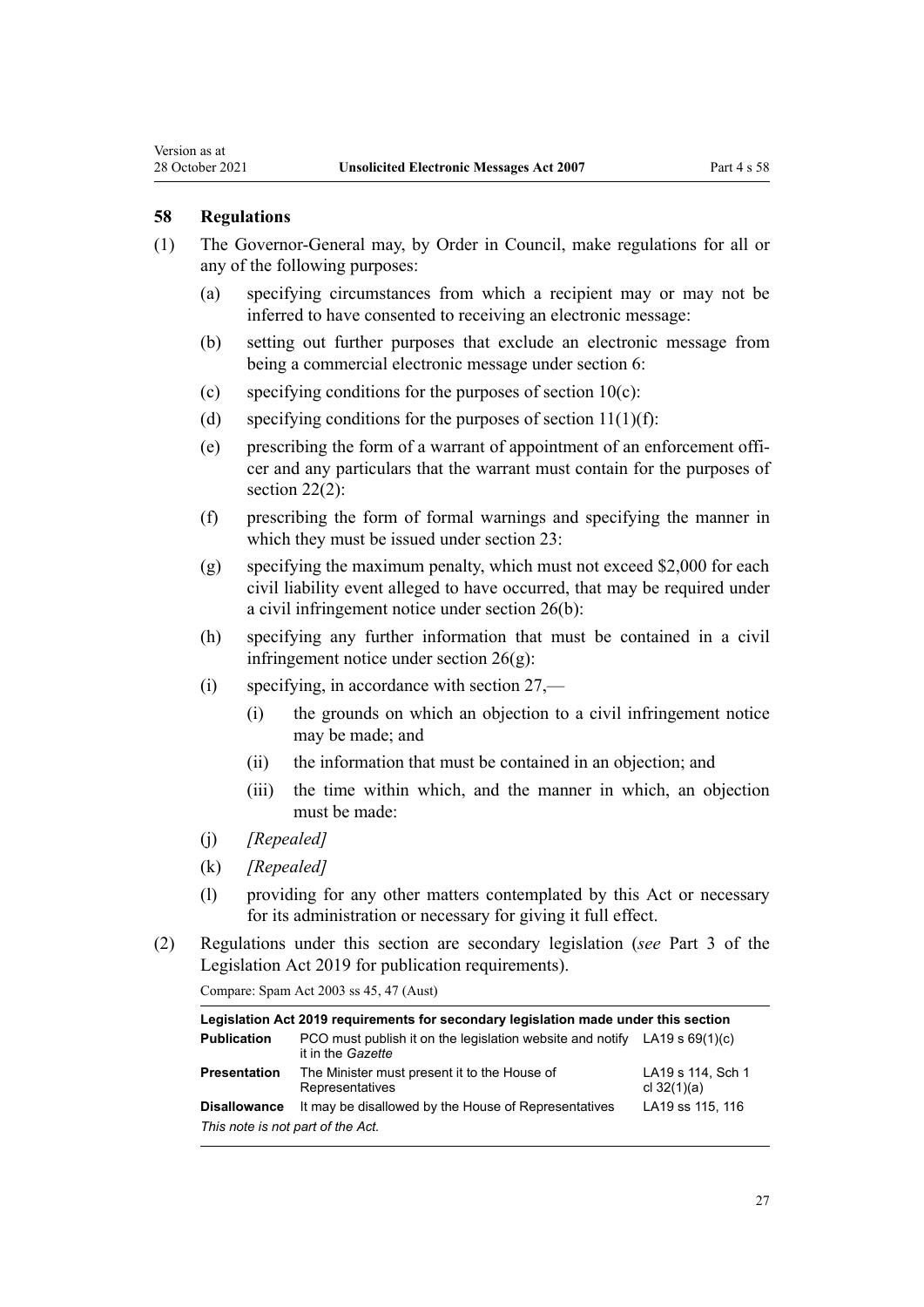## 58 Regulations

(1) The Governor-General may, by Order in Council, make regulations for all or any of the following purposes:

(a) specifying circumstances from which a recipient may or may not be inferred to have consented to receiving an electronic message:

(b) setting out further purposes that exclude an electronic message from being a commercial electronic message under section 6:

(c) specifying conditions for the purposes of section 10(c):

(d) specifying conditions for the purposes of section 11(1)(f):

(e) prescribing the form of a warrant of appointment of an enforcement officer and any particulars that the warrant must contain for the purposes of section 22(2):

(f) prescribing the form of formal warnings and specifying the manner in which they must be issued under section 23:

(g) specifying the maximum penalty, which must not exceed $2,000 for each civil liability event alleged to have occurred, that may be required under a civil infringement notice under section 26(b):

(h) specifying any further information that must be contained in a civil infringement notice under section 26(g):

(i) specifying, in accordance with section 27,—

(i) the grounds on which an objection to a civil infringement notice may be made; and

(ii) the information that must be contained in an objection; and

(iii) the time within which, and the manner in which, an objection must be made:

(j) *[Repealed]*

(k) *[Repealed]*

(l) providing for any other matters contemplated by this Act or necessary for its administration or necessary for giving it full effect.

(2) Regulations under this section are secondary legislation (*see* Part 3 of the Legislation Act 2019 for publication requirements).

Compare: Spam Act 2003 ss 45, 47 (Aust)

| **Legislation Act 2019 requirements for secondary legislation made under this section** | | |
|---|---|---|
| **Publication** | PCO must publish it on the legislation website and notify it in the *Gazette* | LA19 s 69(1)(c) |
| **Presentation** | The Minister must present it to the House of Representatives | LA19 s 114, Sch 1 cl 32(1)(a) |
| **Disallowance** | It may be disallowed by the House of Representatives | LA19 ss 115, 116 |
| *This note is not part of the Act.* | | |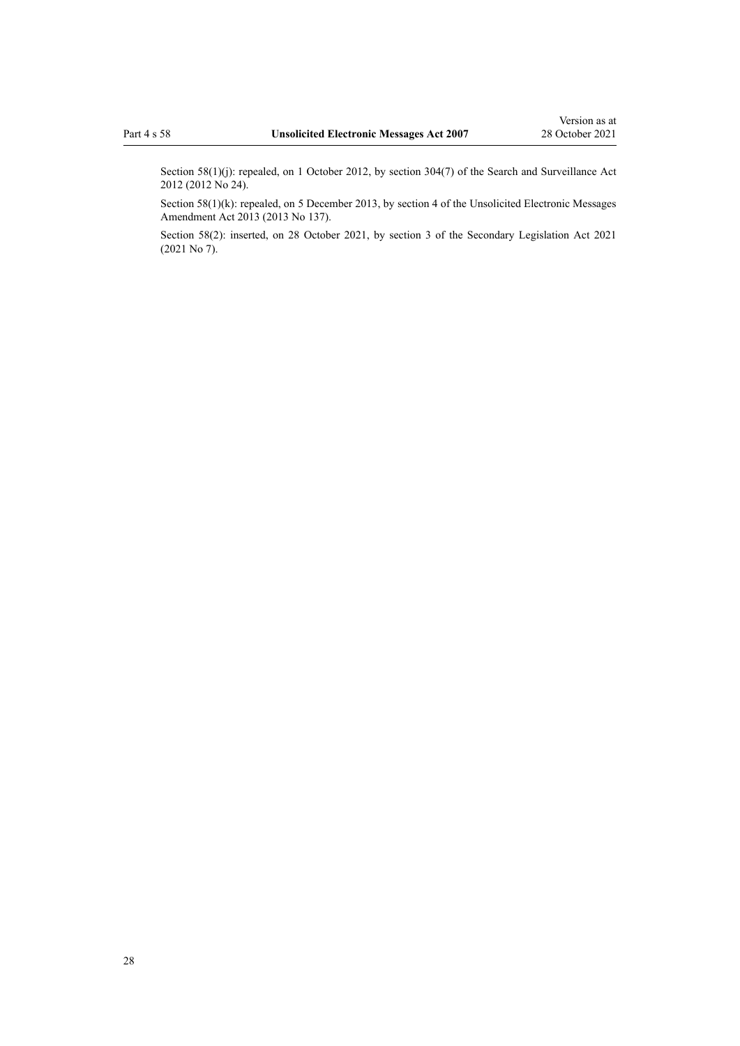Section 58(1)(j): repealed, on 1 October 2012, by section 304(7) of the Search and Surveillance Act 2012 (2012 No 24).

Section 58(1)(k): repealed, on 5 December 2013, by section 4 of the Unsolicited Electronic Messages Amendment Act 2013 (2013 No 137).

Section 58(2): inserted, on 28 October 2021, by section 3 of the Secondary Legislation Act 2021 (2021 No 7).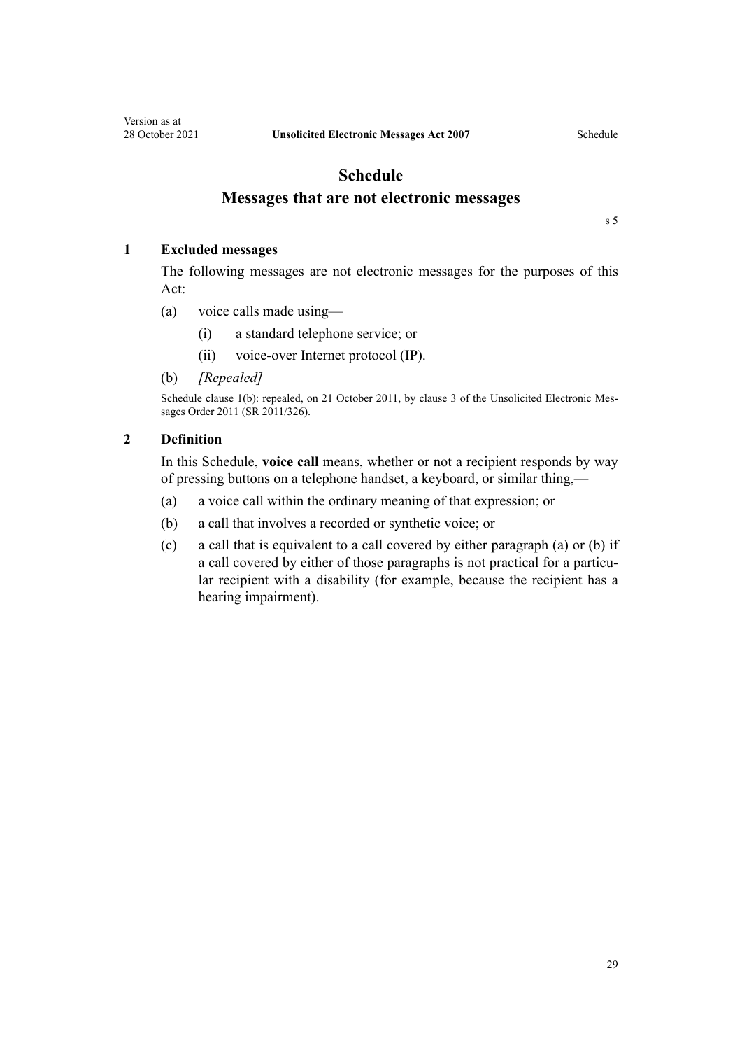# Schedule
## Messages that are not electronic messages

s 5

### 1 Excluded messages

The following messages are not electronic messages for the purposes of this Act:

(a) voice calls made using—

(i) a standard telephone service; or

(ii) voice-over Internet protocol (IP).

(b) *[Repealed]*

Schedule clause 1(b): repealed, on 21 October 2011, by clause 3 of the Unsolicited Electronic Messages Order 2011 (SR 2011/326).

### 2 Definition

In this Schedule, **voice call** means, whether or not a recipient responds by way of pressing buttons on a telephone handset, a keyboard, or similar thing,—

(a) a voice call within the ordinary meaning of that expression; or

(b) a call that involves a recorded or synthetic voice; or

(c) a call that is equivalent to a call covered by either paragraph (a) or (b) if a call covered by either of those paragraphs is not practical for a particular recipient with a disability (for example, because the recipient has a hearing impairment).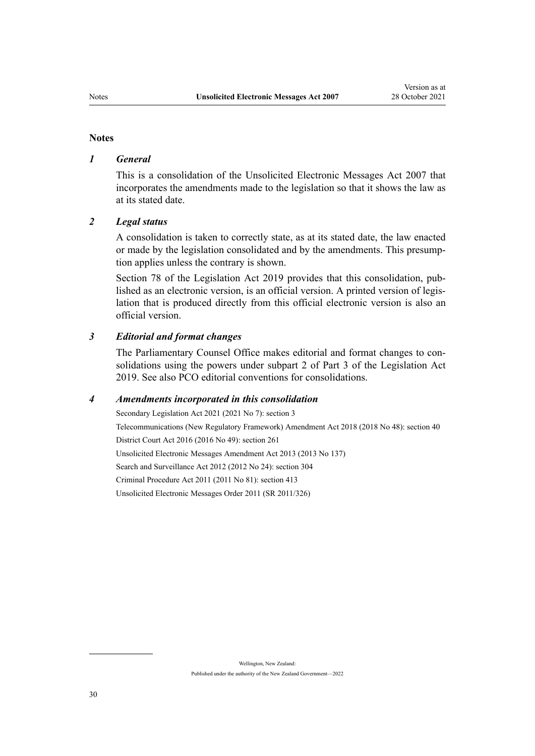## Notes

### *1 General*

This is a consolidation of the Unsolicited Electronic Messages Act 2007 that incorporates the amendments made to the legislation so that it shows the law as at its stated date.

### *2 Legal status*

A consolidation is taken to correctly state, as at its stated date, the law enacted or made by the legislation consolidated and by the amendments. This presumption applies unless the contrary is shown.

Section 78 of the Legislation Act 2019 provides that this consolidation, published as an electronic version, is an official version. A printed version of legislation that is produced directly from this official electronic version is also an official version.

### *3 Editorial and format changes*

The Parliamentary Counsel Office makes editorial and format changes to consolidations using the powers under subpart 2 of Part 3 of the Legislation Act 2019. See also PCO editorial conventions for consolidations.

### *4 Amendments incorporated in this consolidation*

Secondary Legislation Act 2021 (2021 No 7): section 3

Telecommunications (New Regulatory Framework) Amendment Act 2018 (2018 No 48): section 40

District Court Act 2016 (2016 No 49): section 261

Unsolicited Electronic Messages Amendment Act 2013 (2013 No 137)

Search and Surveillance Act 2012 (2012 No 24): section 304

Criminal Procedure Act 2011 (2011 No 81): section 413

Unsolicited Electronic Messages Order 2011 (SR 2011/326)

Wellington, New Zealand:

Published under the authority of the New Zealand Government—2022